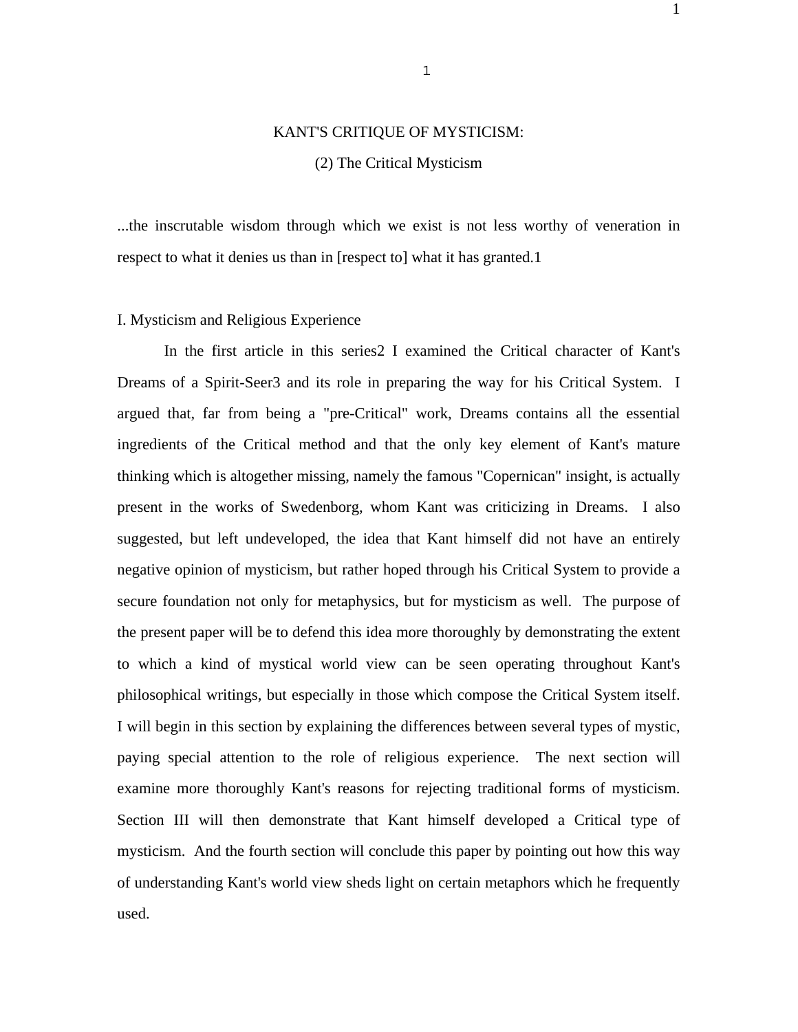# KANT'S CRITIQUE OF MYSTICISM:

## (2) The Critical Mysticism

...the inscrutable wisdom through which we exist is not less worthy of veneration in respect to what it denies us than in [respect to] what it has granted.[1]

### I. Mysticism and Religious Experience

In the first article in this series[2] I examined the Critical character of Kant's Dreams of a Spirit-Seer[3] and its role in preparing the way for his Critical System. I argued that, far from being a "pre-Critical" work, Dreams contains all the essential ingredients of the Critical method and that the only key element of Kant's mature thinking which is altogether missing, namely the famous "Copernican" insight, is actually present in the works of Swedenborg, whom Kant was criticizing in Dreams. I also suggested, but left undeveloped, the idea that Kant himself did not have an entirely negative opinion of mysticism, but rather hoped through his Critical System to provide a secure foundation not only for metaphysics, but for mysticism as well. The purpose of the present paper will be to defend this idea more thoroughly by demonstrating the extent to which a kind of mystical world view can be seen operating throughout Kant's philosophical writings, but especially in those which compose the Critical System itself. I will begin in this section by explaining the differences between several types of mystic, paying special attention to the role of religious experience. The next section will examine more thoroughly Kant's reasons for rejecting traditional forms of mysticism. Section III will then demonstrate that Kant himself developed a Critical type of mysticism. And the fourth section will conclude this paper by pointing out how this way of understanding Kant's world view sheds light on certain metaphors which he frequently used.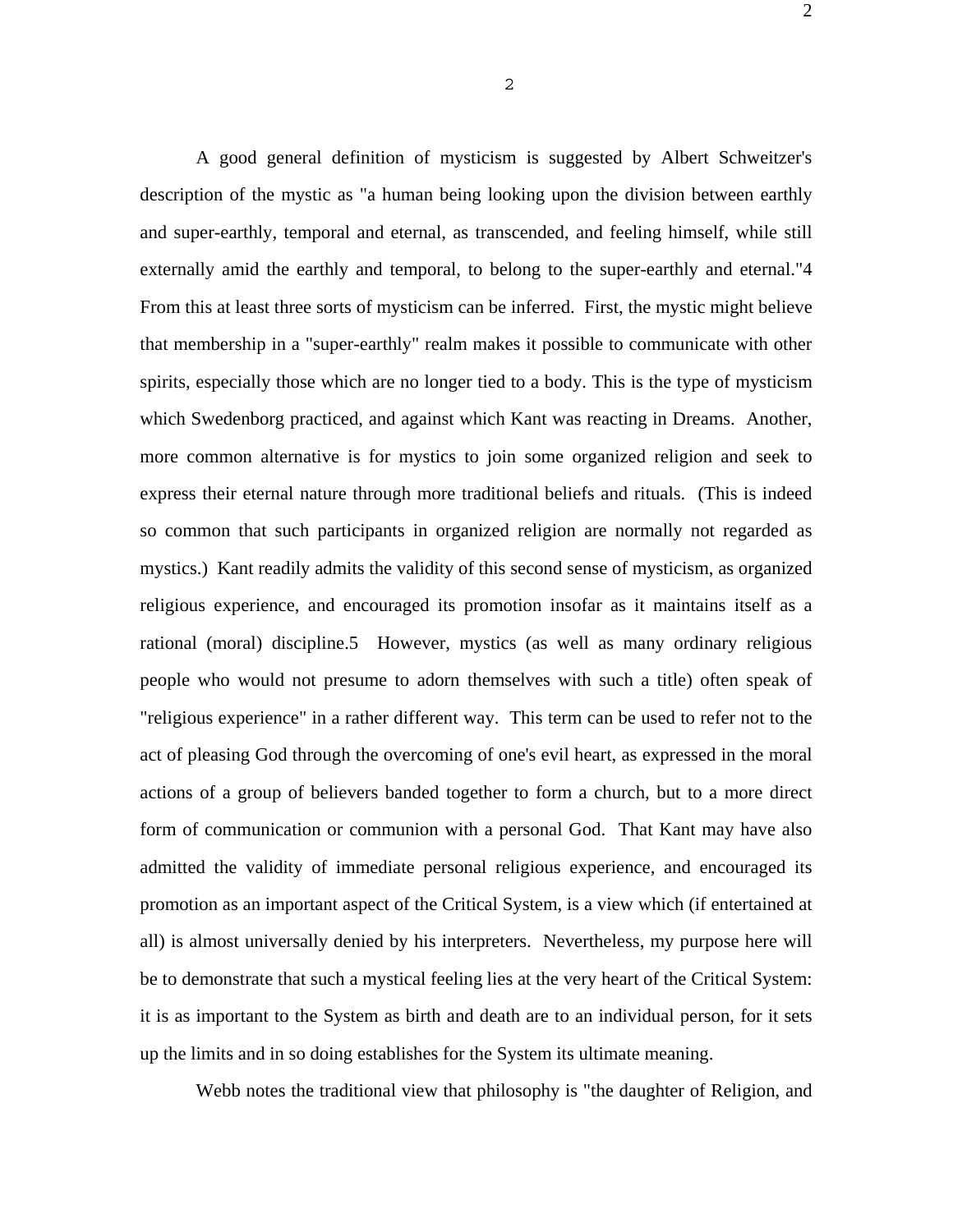A good general definition of mysticism is suggested by Albert Schweitzer's description of the mystic as "a human being looking upon the division between earthly and super-earthly, temporal and eternal, as transcended, and feeling himself, while still externally amid the earthly and temporal, to belong to the super-earthly and eternal."[4] From this at least three sorts of mysticism can be inferred. First, the mystic might believe that membership in a "super-earthly" realm makes it possible to communicate with other spirits, especially those which are no longer tied to a body. This is the type of mysticism which Swedenborg practiced, and against which Kant was reacting in Dreams. Another, more common alternative is for mystics to join some organized religion and seek to express their eternal nature through more traditional beliefs and rituals. (This is indeed so common that such participants in organized religion are normally not regarded as mystics.) Kant readily admits the validity of this second sense of mysticism, as organized religious experience, and encouraged its promotion insofar as it maintains itself as a rational (moral) discipline.[5] However, mystics (as well as many ordinary religious people who would not presume to adorn themselves with such a title) often speak of "religious experience" in a rather different way. This term can be used to refer not to the act of pleasing God through the overcoming of one's evil heart, as expressed in the moral actions of a group of believers banded together to form a church, but to a more direct form of communication or communion with a personal God. That Kant may have also admitted the validity of immediate personal religious experience, and encouraged its promotion as an important aspect of the Critical System, is a view which (if entertained at all) is almost universally denied by his interpreters. Nevertheless, my purpose here will be to demonstrate that such a mystical feeling lies at the very heart of the Critical System: it is as important to the System as birth and death are to an individual person, for it sets up the limits and in so doing establishes for the System its ultimate meaning.

Webb notes the traditional view that philosophy is "the daughter of Religion, and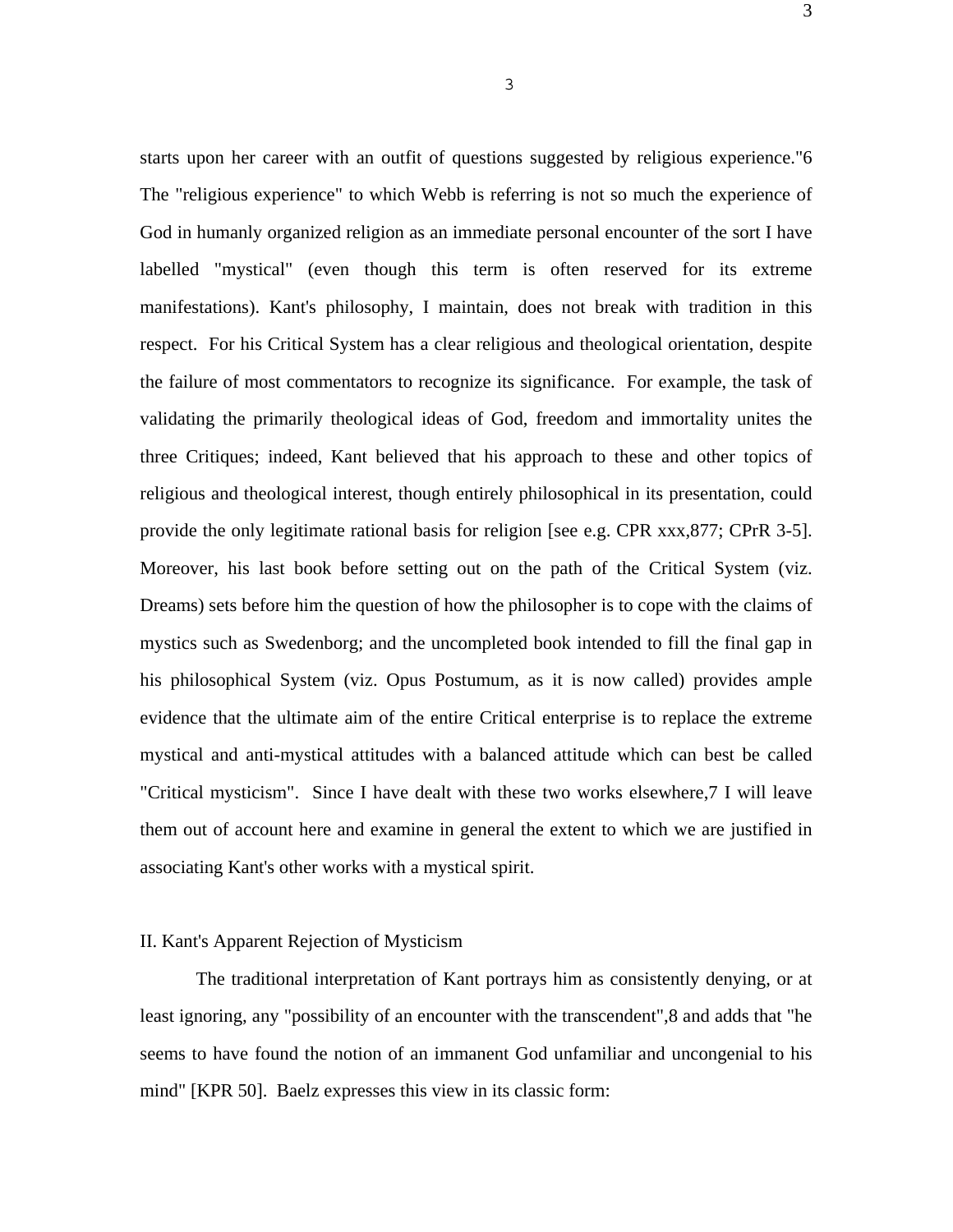starts upon her career with an outfit of questions suggested by religious experience."6 The "religious experience" to which Webb is referring is not so much the experience of God in humanly organized religion as an immediate personal encounter of the sort I have labelled "mystical" (even though this term is often reserved for its extreme manifestations). Kant's philosophy, I maintain, does not break with tradition in this respect. For his Critical System has a clear religious and theological orientation, despite the failure of most commentators to recognize its significance. For example, the task of validating the primarily theological ideas of God, freedom and immortality unites the three Critiques; indeed, Kant believed that his approach to these and other topics of religious and theological interest, though entirely philosophical in its presentation, could provide the only legitimate rational basis for religion [see e.g. CPR xxx,877; CPrR 3-5]. Moreover, his last book before setting out on the path of the Critical System (viz. Dreams) sets before him the question of how the philosopher is to cope with the claims of mystics such as Swedenborg; and the uncompleted book intended to fill the final gap in his philosophical System (viz. Opus Postumum, as it is now called) provides ample evidence that the ultimate aim of the entire Critical enterprise is to replace the extreme mystical and anti-mystical attitudes with a balanced attitude which can best be called "Critical mysticism". Since I have dealt with these two works elsewhere,7 I will leave them out of account here and examine in general the extent to which we are justified in associating Kant's other works with a mystical spirit.

## II. Kant's Apparent Rejection of Mysticism

The traditional interpretation of Kant portrays him as consistently denying, or at least ignoring, any "possibility of an encounter with the transcendent",8 and adds that "he seems to have found the notion of an immanent God unfamiliar and uncongenial to his mind" [KPR 50]. Baelz expresses this view in its classic form: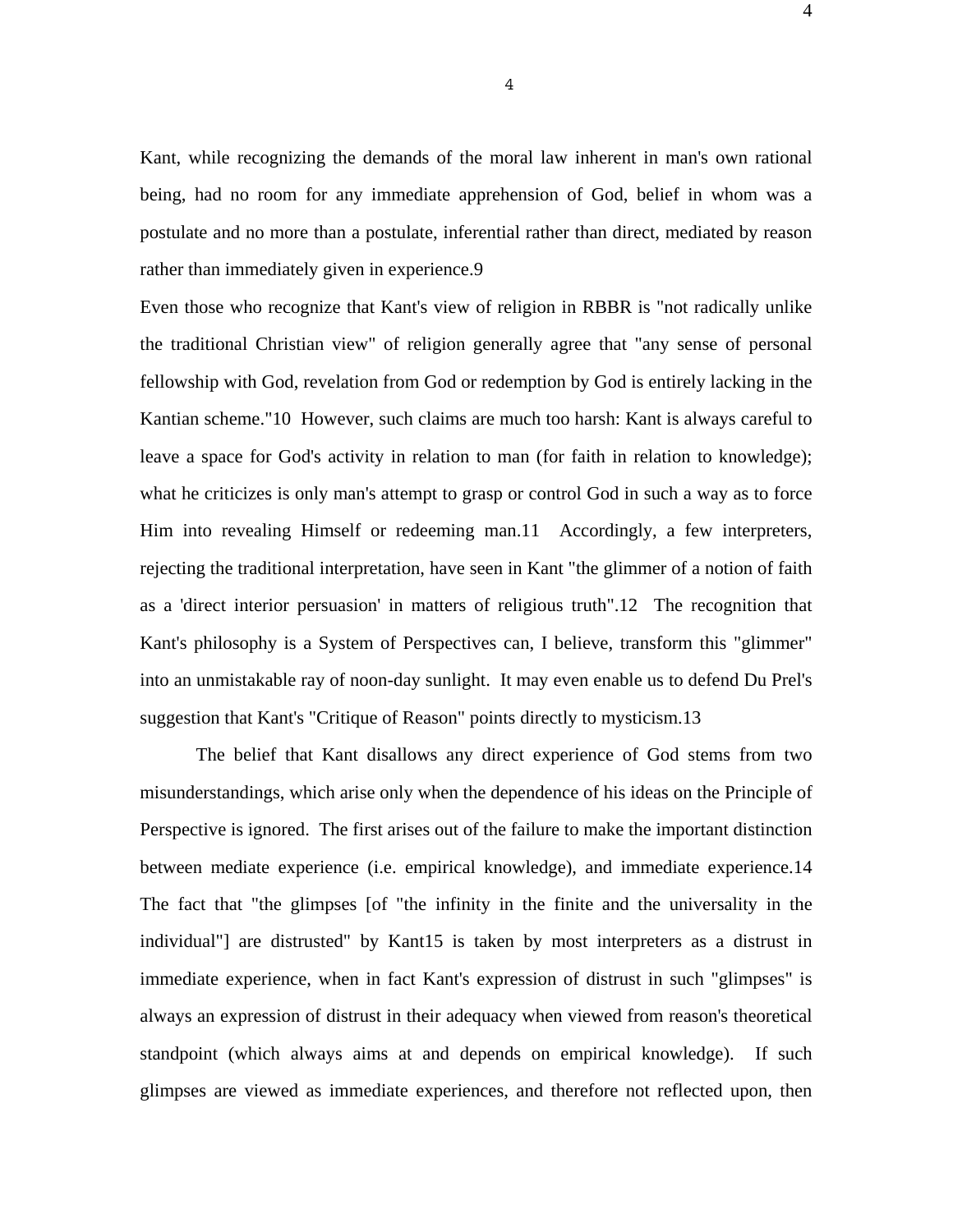Kant, while recognizing the demands of the moral law inherent in man's own rational being, had no room for any immediate apprehension of God, belief in whom was a postulate and no more than a postulate, inferential rather than direct, mediated by reason rather than immediately given in experience.9

Even those who recognize that Kant's view of religion in RBBR is "not radically unlike the traditional Christian view" of religion generally agree that "any sense of personal fellowship with God, revelation from God or redemption by God is entirely lacking in the Kantian scheme."10 However, such claims are much too harsh: Kant is always careful to leave a space for God's activity in relation to man (for faith in relation to knowledge); what he criticizes is only man's attempt to grasp or control God in such a way as to force Him into revealing Himself or redeeming man.11 Accordingly, a few interpreters, rejecting the traditional interpretation, have seen in Kant "the glimmer of a notion of faith as a 'direct interior persuasion' in matters of religious truth".12 The recognition that Kant's philosophy is a System of Perspectives can, I believe, transform this "glimmer" into an unmistakable ray of noon-day sunlight. It may even enable us to defend Du Prel's suggestion that Kant's "Critique of Reason" points directly to mysticism.13

The belief that Kant disallows any direct experience of God stems from two misunderstandings, which arise only when the dependence of his ideas on the Principle of Perspective is ignored. The first arises out of the failure to make the important distinction between mediate experience (i.e. empirical knowledge), and immediate experience.14 The fact that "the glimpses [of "the infinity in the finite and the universality in the individual"] are distrusted" by Kant15 is taken by most interpreters as a distrust in immediate experience, when in fact Kant's expression of distrust in such "glimpses" is always an expression of distrust in their adequacy when viewed from reason's theoretical standpoint (which always aims at and depends on empirical knowledge). If such glimpses are viewed as immediate experiences, and therefore not reflected upon, then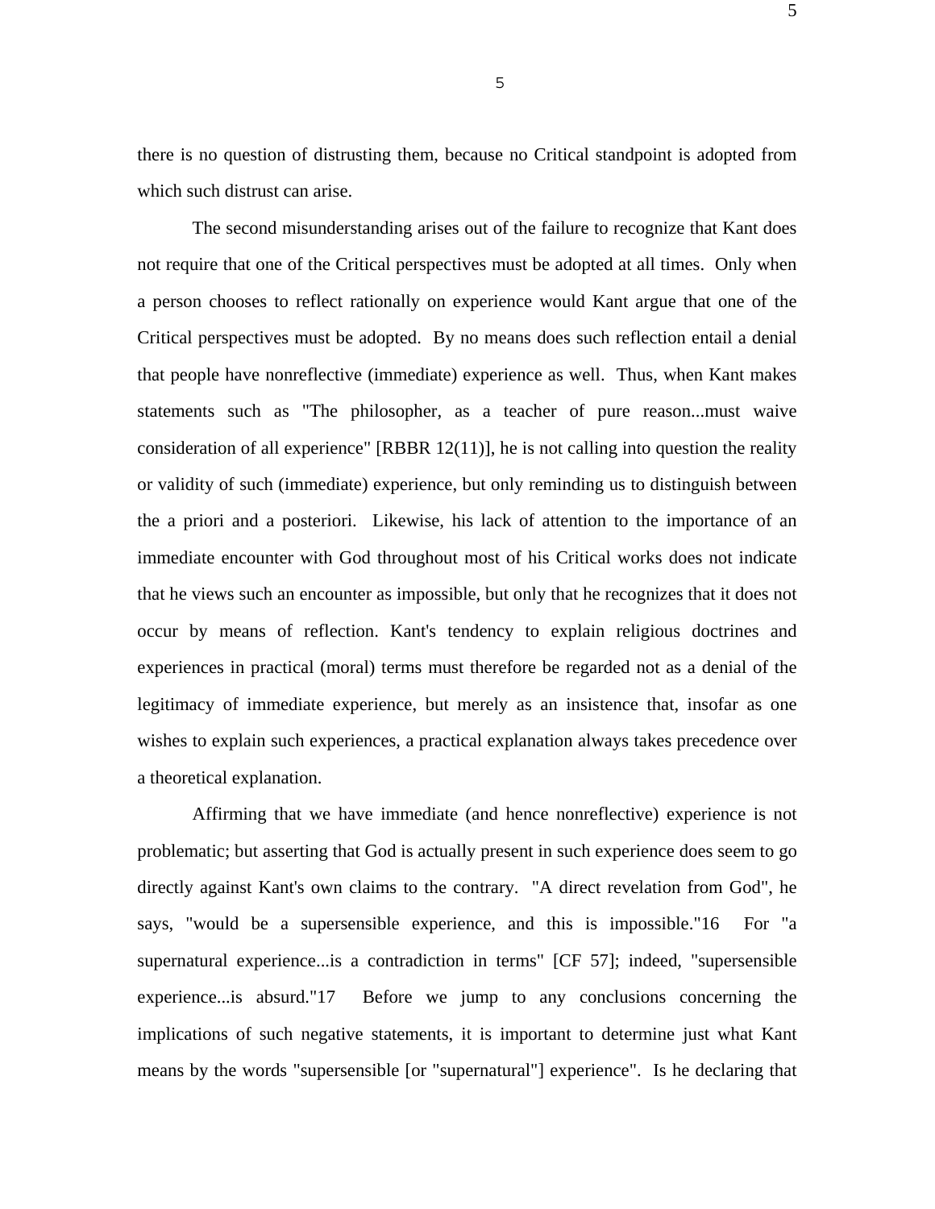there is no question of distrusting them, because no Critical standpoint is adopted from which such distrust can arise.

The second misunderstanding arises out of the failure to recognize that Kant does not require that one of the Critical perspectives must be adopted at all times. Only when a person chooses to reflect rationally on experience would Kant argue that one of the Critical perspectives must be adopted. By no means does such reflection entail a denial that people have nonreflective (immediate) experience as well. Thus, when Kant makes statements such as "The philosopher, as a teacher of pure reason...must waive consideration of all experience" [RBBR 12(11)], he is not calling into question the reality or validity of such (immediate) experience, but only reminding us to distinguish between the a priori and a posteriori. Likewise, his lack of attention to the importance of an immediate encounter with God throughout most of his Critical works does not indicate that he views such an encounter as impossible, but only that he recognizes that it does not occur by means of reflection. Kant's tendency to explain religious doctrines and experiences in practical (moral) terms must therefore be regarded not as a denial of the legitimacy of immediate experience, but merely as an insistence that, insofar as one wishes to explain such experiences, a practical explanation always takes precedence over a theoretical explanation.

Affirming that we have immediate (and hence nonreflective) experience is not problematic; but asserting that God is actually present in such experience does seem to go directly against Kant's own claims to the contrary. "A direct revelation from God", he says, "would be a supersensible experience, and this is impossible."16 For "a supernatural experience...is a contradiction in terms" [CF 57]; indeed, "supersensible experience...is absurd."17 Before we jump to any conclusions concerning the implications of such negative statements, it is important to determine just what Kant means by the words "supersensible [or "supernatural"] experience". Is he declaring that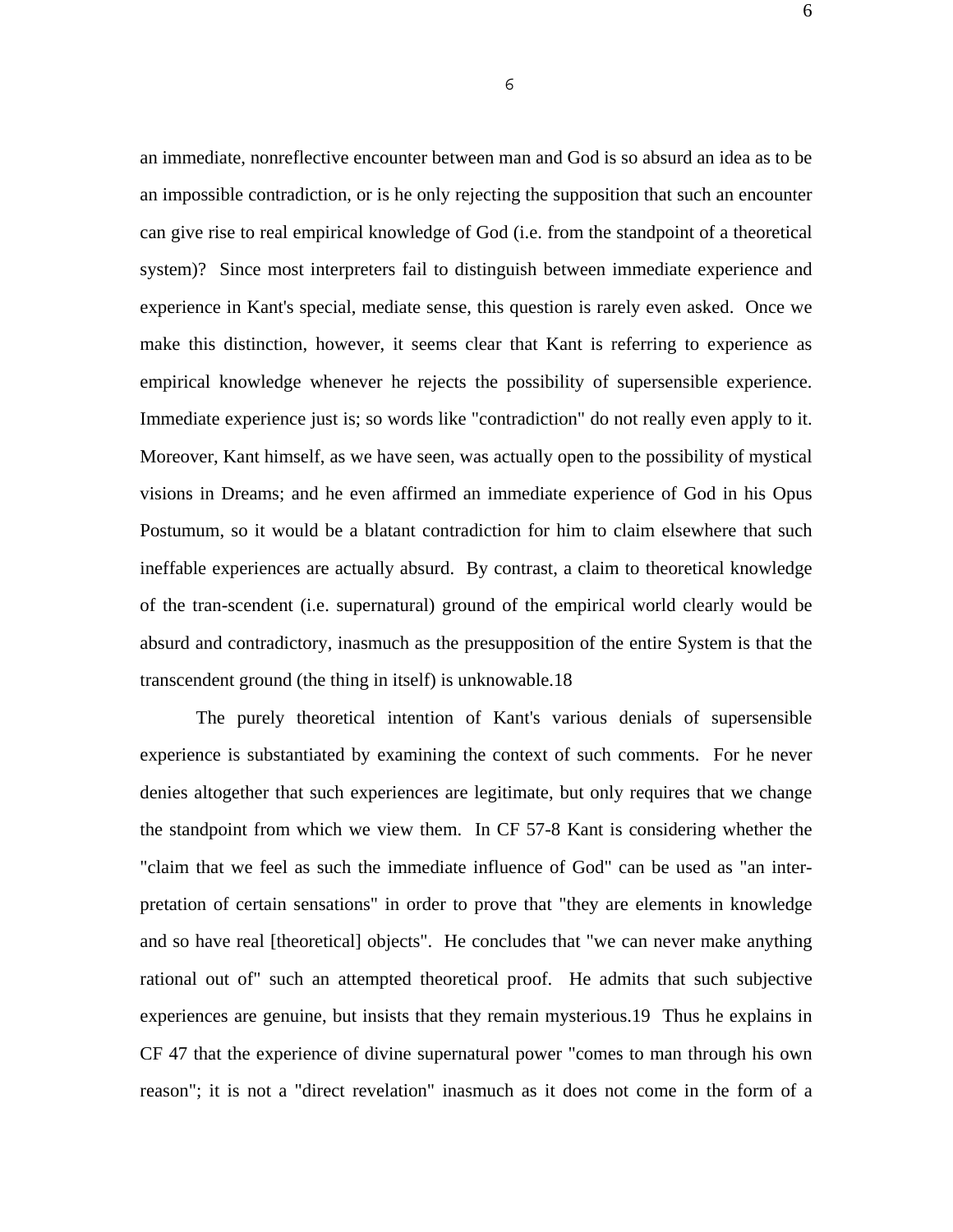an immediate, nonreflective encounter between man and God is so absurd an idea as to be an impossible contradiction, or is he only rejecting the supposition that such an encounter can give rise to real empirical knowledge of God (i.e. from the standpoint of a theoretical system)? Since most interpreters fail to distinguish between immediate experience and experience in Kant's special, mediate sense, this question is rarely even asked. Once we make this distinction, however, it seems clear that Kant is referring to experience as empirical knowledge whenever he rejects the possibility of supersensible experience. Immediate experience just is; so words like "contradiction" do not really even apply to it. Moreover, Kant himself, as we have seen, was actually open to the possibility of mystical visions in Dreams; and he even affirmed an immediate experience of God in his Opus Postumum, so it would be a blatant contradiction for him to claim elsewhere that such ineffable experiences are actually absurd. By contrast, a claim to theoretical knowledge of the tran-scendent (i.e. supernatural) ground of the empirical world clearly would be absurd and contradictory, inasmuch as the presupposition of the entire System is that the transcendent ground (the thing in itself) is unknowable.18

The purely theoretical intention of Kant's various denials of supersensible experience is substantiated by examining the context of such comments. For he never denies altogether that such experiences are legitimate, but only requires that we change the standpoint from which we view them. In CF 57-8 Kant is considering whether the "claim that we feel as such the immediate influence of God" can be used as "an inter-pretation of certain sensations" in order to prove that "they are elements in knowledge and so have real [theoretical] objects". He concludes that "we can never make anything rational out of" such an attempted theoretical proof. He admits that such subjective experiences are genuine, but insists that they remain mysterious.19 Thus he explains in CF 47 that the experience of divine supernatural power "comes to man through his own reason"; it is not a "direct revelation" inasmuch as it does not come in the form of a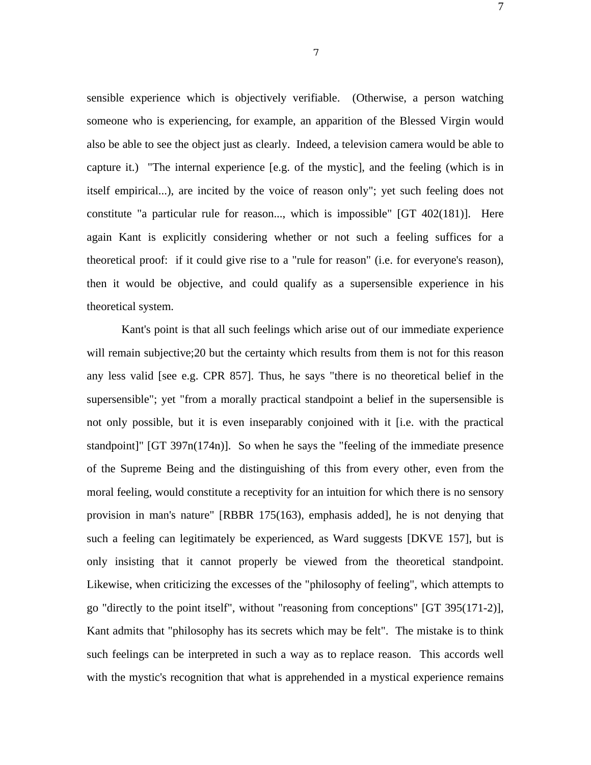sensible experience which is objectively verifiable. (Otherwise, a person watching someone who is experiencing, for example, an apparition of the Blessed Virgin would also be able to see the object just as clearly. Indeed, a television camera would be able to capture it.) "The internal experience [e.g. of the mystic], and the feeling (which is in itself empirical...), are incited by the voice of reason only"; yet such feeling does not constitute "a particular rule for reason..., which is impossible" [GT 402(181)]. Here again Kant is explicitly considering whether or not such a feeling suffices for a theoretical proof: if it could give rise to a "rule for reason" (i.e. for everyone's reason), then it would be objective, and could qualify as a supersensible experience in his theoretical system.

Kant's point is that all such feelings which arise out of our immediate experience will remain subjective;20 but the certainty which results from them is not for this reason any less valid [see e.g. CPR 857]. Thus, he says "there is no theoretical belief in the supersensible"; yet "from a morally practical standpoint a belief in the supersensible is not only possible, but it is even inseparably conjoined with it [i.e. with the practical standpoint]" [GT 397n(174n)]. So when he says the "feeling of the immediate presence of the Supreme Being and the distinguishing of this from every other, even from the moral feeling, would constitute a receptivity for an intuition for which there is no sensory provision in man's nature" [RBBR 175(163), emphasis added], he is not denying that such a feeling can legitimately be experienced, as Ward suggests [DKVE 157], but is only insisting that it cannot properly be viewed from the theoretical standpoint. Likewise, when criticizing the excesses of the "philosophy of feeling", which attempts to go "directly to the point itself", without "reasoning from conceptions" [GT 395(171-2)], Kant admits that "philosophy has its secrets which may be felt". The mistake is to think such feelings can be interpreted in such a way as to replace reason. This accords well with the mystic's recognition that what is apprehended in a mystical experience remains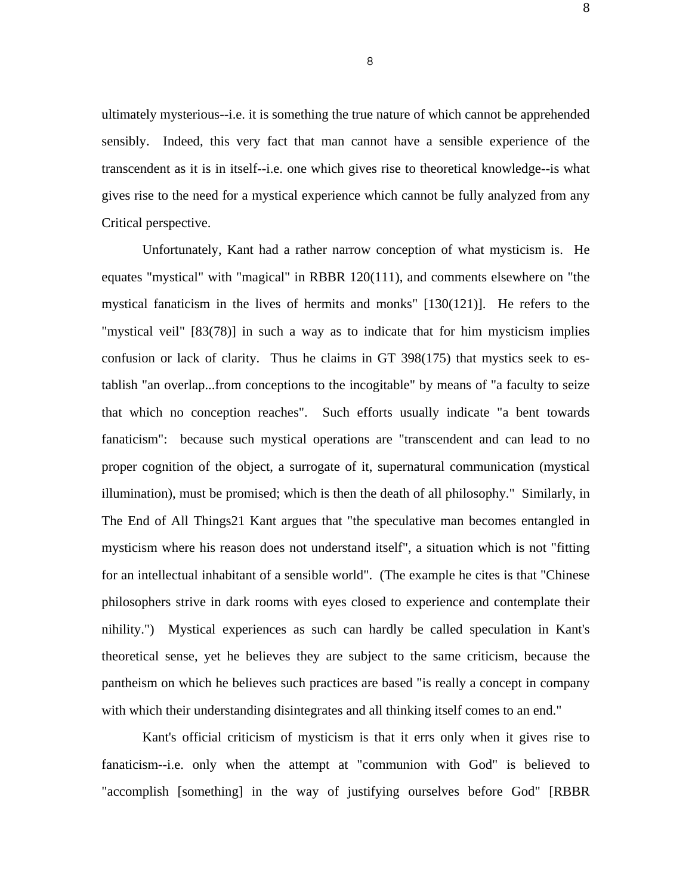ultimately mysterious--i.e. it is something the true nature of which cannot be apprehended sensibly. Indeed, this very fact that man cannot have a sensible experience of the transcendent as it is in itself--i.e. one which gives rise to theoretical knowledge--is what gives rise to the need for a mystical experience which cannot be fully analyzed from any Critical perspective.

Unfortunately, Kant had a rather narrow conception of what mysticism is. He equates "mystical" with "magical" in RBBR 120(111), and comments elsewhere on "the mystical fanaticism in the lives of hermits and monks" [130(121)]. He refers to the "mystical veil" [83(78)] in such a way as to indicate that for him mysticism implies confusion or lack of clarity. Thus he claims in GT 398(175) that mystics seek to establish "an overlap...from conceptions to the incogitable" by means of "a faculty to seize that which no conception reaches". Such efforts usually indicate "a bent towards fanaticism": because such mystical operations are "transcendent and can lead to no proper cognition of the object, a surrogate of it, supernatural communication (mystical illumination), must be promised; which is then the death of all philosophy." Similarly, in The End of All Things21 Kant argues that "the speculative man becomes entangled in mysticism where his reason does not understand itself", a situation which is not "fitting for an intellectual inhabitant of a sensible world". (The example he cites is that "Chinese philosophers strive in dark rooms with eyes closed to experience and contemplate their nihility.") Mystical experiences as such can hardly be called speculation in Kant's theoretical sense, yet he believes they are subject to the same criticism, because the pantheism on which he believes such practices are based "is really a concept in company with which their understanding disintegrates and all thinking itself comes to an end."

Kant's official criticism of mysticism is that it errs only when it gives rise to fanaticism--i.e. only when the attempt at "communion with God" is believed to "accomplish [something] in the way of justifying ourselves before God" [RBBR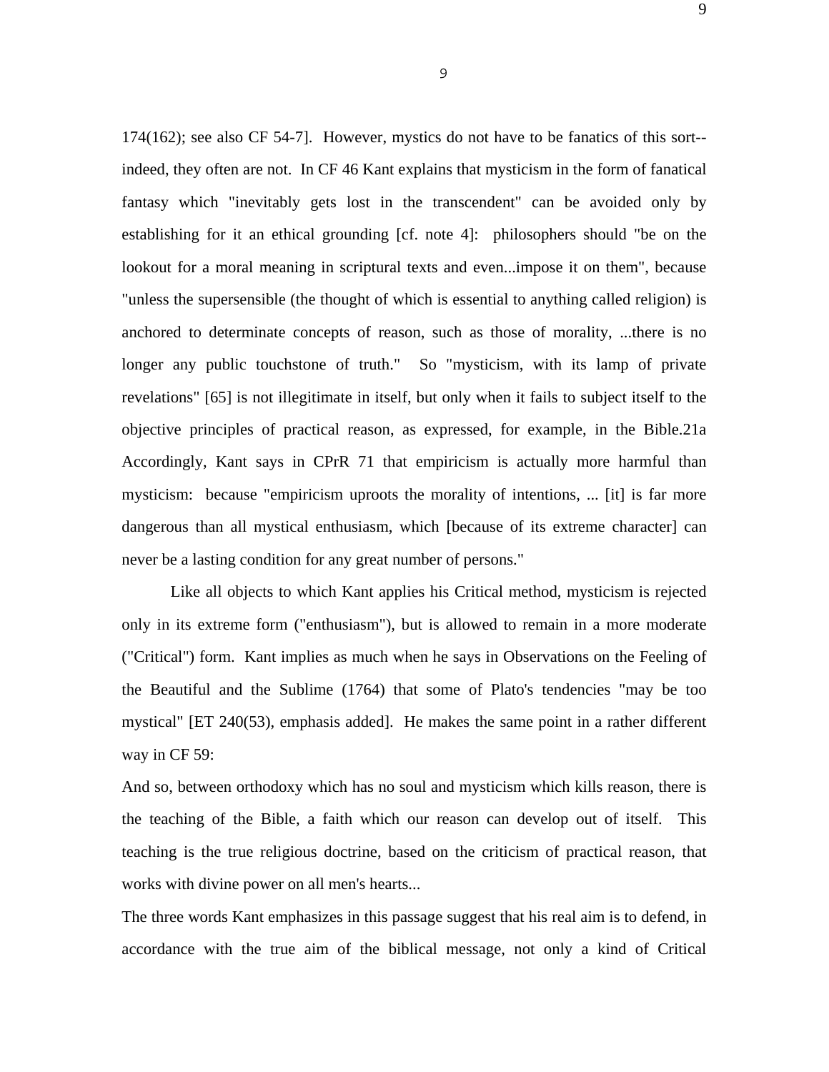174(162); see also CF 54-7]. However, mystics do not have to be fanatics of this sort--indeed, they often are not. In CF 46 Kant explains that mysticism in the form of fanatical fantasy which "inevitably gets lost in the transcendent" can be avoided only by establishing for it an ethical grounding [cf. note 4]: philosophers should "be on the lookout for a moral meaning in scriptural texts and even...impose it on them", because "unless the supersensible (the thought of which is essential to anything called religion) is anchored to determinate concepts of reason, such as those of morality, ...there is no longer any public touchstone of truth." So "mysticism, with its lamp of private revelations" [65] is not illegitimate in itself, but only when it fails to subject itself to the objective principles of practical reason, as expressed, for example, in the Bible.21a Accordingly, Kant says in CPrR 71 that empiricism is actually more harmful than mysticism: because "empiricism uproots the morality of intentions, ... [it] is far more dangerous than all mystical enthusiasm, which [because of its extreme character] can never be a lasting condition for any great number of persons."

Like all objects to which Kant applies his Critical method, mysticism is rejected only in its extreme form ("enthusiasm"), but is allowed to remain in a more moderate ("Critical") form. Kant implies as much when he says in Observations on the Feeling of the Beautiful and the Sublime (1764) that some of Plato's tendencies "may be too mystical" [ET 240(53), emphasis added]. He makes the same point in a rather different way in CF 59:

And so, between orthodoxy which has no soul and mysticism which kills reason, there is the teaching of the Bible, a faith which our reason can develop out of itself. This teaching is the true religious doctrine, based on the criticism of practical reason, that works with divine power on all men's hearts...

The three words Kant emphasizes in this passage suggest that his real aim is to defend, in accordance with the true aim of the biblical message, not only a kind of Critical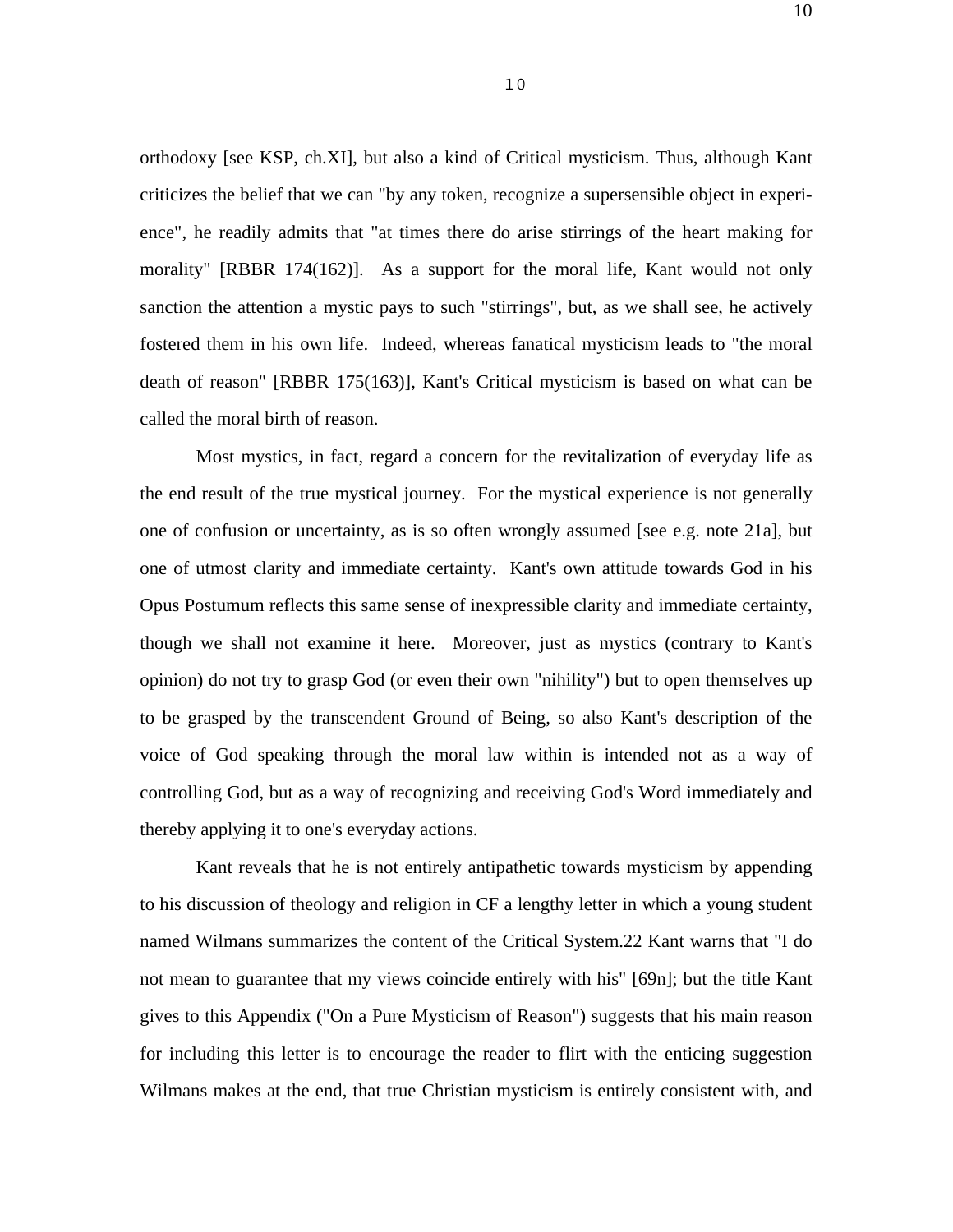orthodoxy [see KSP, ch.XI], but also a kind of Critical mysticism. Thus, although Kant criticizes the belief that we can "by any token, recognize a supersensible object in experience", he readily admits that "at times there do arise stirrings of the heart making for morality" [RBBR 174(162)]. As a support for the moral life, Kant would not only sanction the attention a mystic pays to such "stirrings", but, as we shall see, he actively fostered them in his own life. Indeed, whereas fanatical mysticism leads to "the moral death of reason" [RBBR 175(163)], Kant's Critical mysticism is based on what can be called the moral birth of reason.

Most mystics, in fact, regard a concern for the revitalization of everyday life as the end result of the true mystical journey. For the mystical experience is not generally one of confusion or uncertainty, as is so often wrongly assumed [see e.g. note 21a], but one of utmost clarity and immediate certainty. Kant's own attitude towards God in his Opus Postumum reflects this same sense of inexpressible clarity and immediate certainty, though we shall not examine it here. Moreover, just as mystics (contrary to Kant's opinion) do not try to grasp God (or even their own "nihility") but to open themselves up to be grasped by the transcendent Ground of Being, so also Kant's description of the voice of God speaking through the moral law within is intended not as a way of controlling God, but as a way of recognizing and receiving God's Word immediately and thereby applying it to one's everyday actions.

Kant reveals that he is not entirely antipathetic towards mysticism by appending to his discussion of theology and religion in CF a lengthy letter in which a young student named Wilmans summarizes the content of the Critical System.22 Kant warns that "I do not mean to guarantee that my views coincide entirely with his" [69n]; but the title Kant gives to this Appendix ("On a Pure Mysticism of Reason") suggests that his main reason for including this letter is to encourage the reader to flirt with the enticing suggestion Wilmans makes at the end, that true Christian mysticism is entirely consistent with, and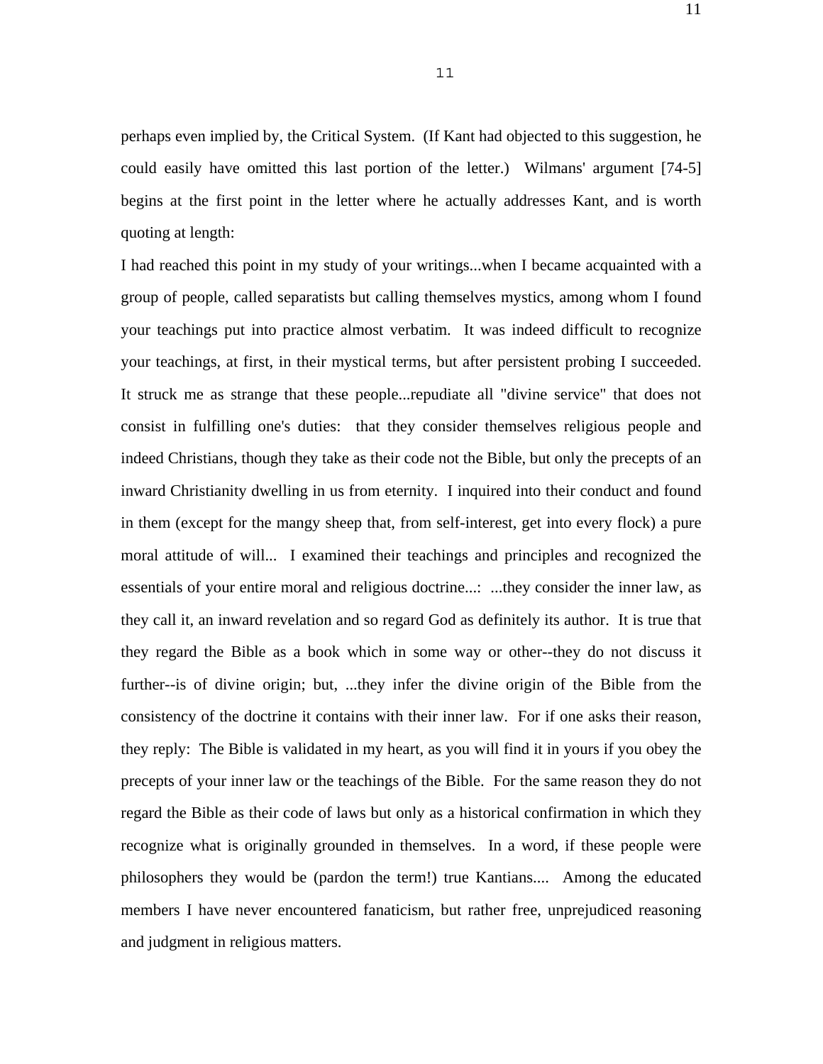perhaps even implied by, the Critical System. (If Kant had objected to this suggestion, he could easily have omitted this last portion of the letter.) Wilmans' argument [74-5] begins at the first point in the letter where he actually addresses Kant, and is worth quoting at length:

I had reached this point in my study of your writings...when I became acquainted with a group of people, called separatists but calling themselves mystics, among whom I found your teachings put into practice almost verbatim. It was indeed difficult to recognize your teachings, at first, in their mystical terms, but after persistent probing I succeeded. It struck me as strange that these people...repudiate all "divine service" that does not consist in fulfilling one's duties: that they consider themselves religious people and indeed Christians, though they take as their code not the Bible, but only the precepts of an inward Christianity dwelling in us from eternity. I inquired into their conduct and found in them (except for the mangy sheep that, from self-interest, get into every flock) a pure moral attitude of will... I examined their teachings and principles and recognized the essentials of your entire moral and religious doctrine...: ...they consider the inner law, as they call it, an inward revelation and so regard God as definitely its author. It is true that they regard the Bible as a book which in some way or other--they do not discuss it further--is of divine origin; but, ...they infer the divine origin of the Bible from the consistency of the doctrine it contains with their inner law. For if one asks their reason, they reply: The Bible is validated in my heart, as you will find it in yours if you obey the precepts of your inner law or the teachings of the Bible. For the same reason they do not regard the Bible as their code of laws but only as a historical confirmation in which they recognize what is originally grounded in themselves. In a word, if these people were philosophers they would be (pardon the term!) true Kantians.... Among the educated members I have never encountered fanaticism, but rather free, unprejudiced reasoning and judgment in religious matters.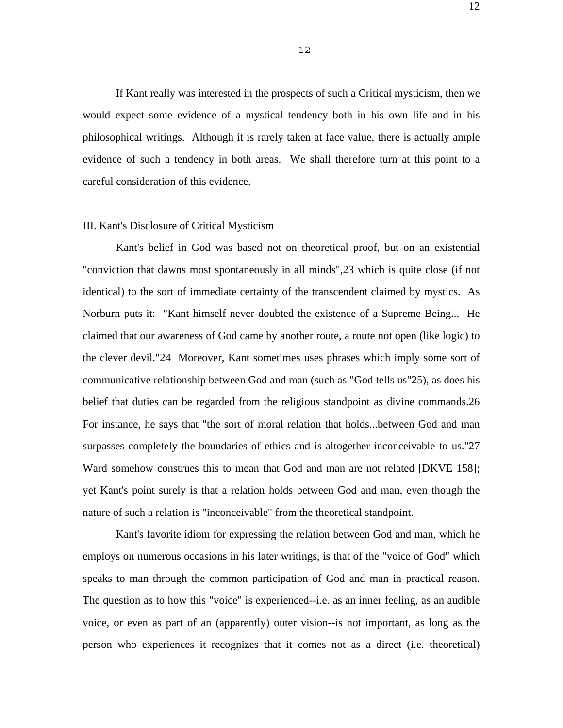If Kant really was interested in the prospects of such a Critical mysticism, then we would expect some evidence of a mystical tendency both in his own life and in his philosophical writings. Although it is rarely taken at face value, there is actually ample evidence of such a tendency in both areas. We shall therefore turn at this point to a careful consideration of this evidence.

## III. Kant's Disclosure of Critical Mysticism

Kant's belief in God was based not on theoretical proof, but on an existential "conviction that dawns most spontaneously in all minds",23 which is quite close (if not identical) to the sort of immediate certainty of the transcendent claimed by mystics. As Norburn puts it: "Kant himself never doubted the existence of a Supreme Being... He claimed that our awareness of God came by another route, a route not open (like logic) to the clever devil."24 Moreover, Kant sometimes uses phrases which imply some sort of communicative relationship between God and man (such as "God tells us"25), as does his belief that duties can be regarded from the religious standpoint as divine commands.26 For instance, he says that "the sort of moral relation that holds...between God and man surpasses completely the boundaries of ethics and is altogether inconceivable to us."27 Ward somehow construes this to mean that God and man are not related [DKVE 158]; yet Kant's point surely is that a relation holds between God and man, even though the nature of such a relation is "inconceivable" from the theoretical standpoint.

Kant's favorite idiom for expressing the relation between God and man, which he employs on numerous occasions in his later writings, is that of the "voice of God" which speaks to man through the common participation of God and man in practical reason. The question as to how this "voice" is experienced--i.e. as an inner feeling, as an audible voice, or even as part of an (apparently) outer vision--is not important, as long as the person who experiences it recognizes that it comes not as a direct (i.e. theoretical)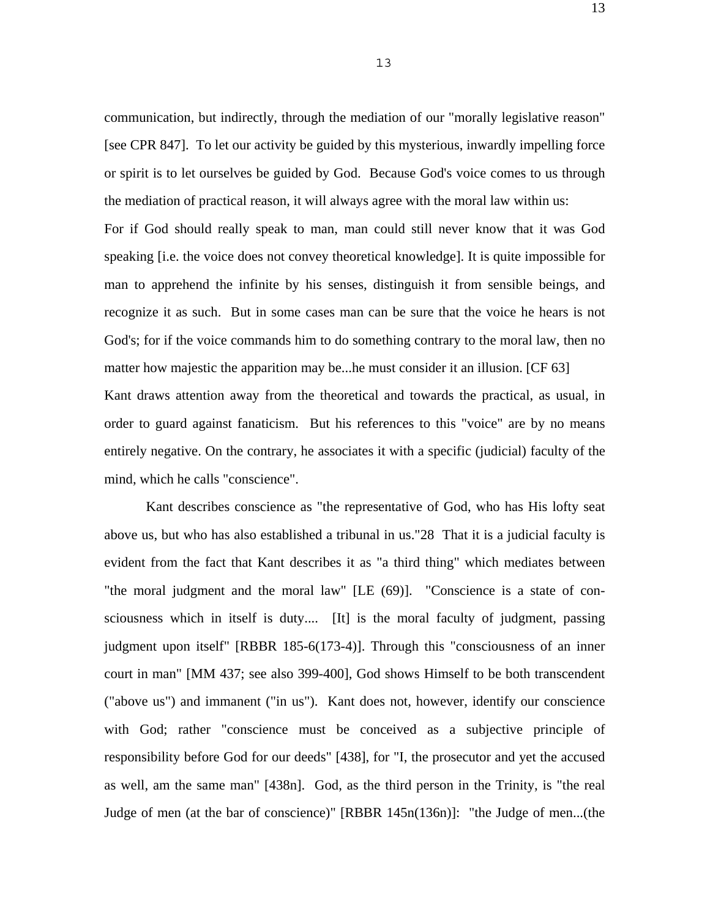communication, but indirectly, through the mediation of our "morally legislative reason" [see CPR 847]. To let our activity be guided by this mysterious, inwardly impelling force or spirit is to let ourselves be guided by God. Because God's voice comes to us through the mediation of practical reason, it will always agree with the moral law within us:

> For if God should really speak to man, man could still never know that it was God speaking [i.e. the voice does not convey theoretical knowledge]. It is quite impossible for man to apprehend the infinite by his senses, distinguish it from sensible beings, and recognize it as such. But in some cases man can be sure that the voice he hears is not God's; for if the voice commands him to do something contrary to the moral law, then no matter how majestic the apparition may be...he must consider it an illusion. [CF 63]

Kant draws attention away from the theoretical and towards the practical, as usual, in order to guard against fanaticism. But his references to this "voice" are by no means entirely negative. On the contrary, he associates it with a specific (judicial) faculty of the mind, which he calls "conscience".

Kant describes conscience as "the representative of God, who has His lofty seat above us, but who has also established a tribunal in us."28 That it is a judicial faculty is evident from the fact that Kant describes it as "a third thing" which mediates between "the moral judgment and the moral law" [LE (69)]. "Conscience is a state of consciousness which in itself is duty.... [It] is the moral faculty of judgment, passing judgment upon itself" [RBBR 185-6(173-4)]. Through this "consciousness of an inner court in man" [MM 437; see also 399-400], God shows Himself to be both transcendent ("above us") and immanent ("in us"). Kant does not, however, identify our conscience with God; rather "conscience must be conceived as a subjective principle of responsibility before God for our deeds" [438], for "I, the prosecutor and yet the accused as well, am the same man" [438n]. God, as the third person in the Trinity, is "the real Judge of men (at the bar of conscience)" [RBBR 145n(136n)]: "the Judge of men...(the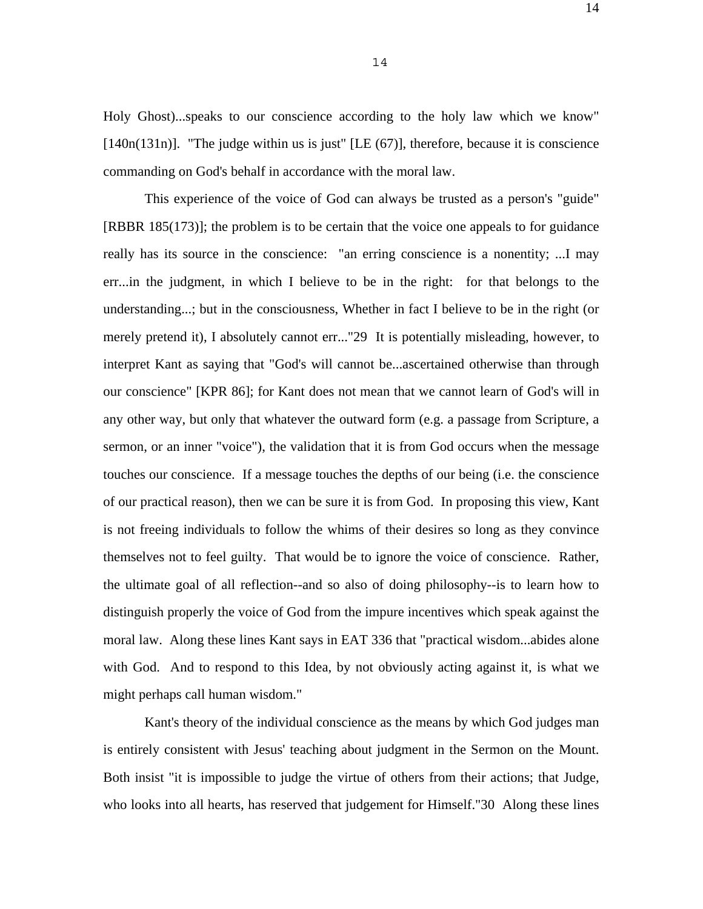Holy Ghost)...speaks to our conscience according to the holy law which we know" [140n(131n)]. "The judge within us is just" [LE (67)], therefore, because it is conscience commanding on God's behalf in accordance with the moral law.

This experience of the voice of God can always be trusted as a person's "guide" [RBBR 185(173)]; the problem is to be certain that the voice one appeals to for guidance really has its source in the conscience: "an erring conscience is a nonentity; ...I may err...in the judgment, in which I believe to be in the right: for that belongs to the understanding...; but in the consciousness, Whether in fact I believe to be in the right (or merely pretend it), I absolutely cannot err..."29 It is potentially misleading, however, to interpret Kant as saying that "God's will cannot be...ascertained otherwise than through our conscience" [KPR 86]; for Kant does not mean that we cannot learn of God's will in any other way, but only that whatever the outward form (e.g. a passage from Scripture, a sermon, or an inner "voice"), the validation that it is from God occurs when the message touches our conscience. If a message touches the depths of our being (i.e. the conscience of our practical reason), then we can be sure it is from God. In proposing this view, Kant is not freeing individuals to follow the whims of their desires so long as they convince themselves not to feel guilty. That would be to ignore the voice of conscience. Rather, the ultimate goal of all reflection--and so also of doing philosophy--is to learn how to distinguish properly the voice of God from the impure incentives which speak against the moral law. Along these lines Kant says in EAT 336 that "practical wisdom...abides alone with God. And to respond to this Idea, by not obviously acting against it, is what we might perhaps call human wisdom."

Kant's theory of the individual conscience as the means by which God judges man is entirely consistent with Jesus' teaching about judgment in the Sermon on the Mount. Both insist "it is impossible to judge the virtue of others from their actions; that Judge, who looks into all hearts, has reserved that judgement for Himself."30 Along these lines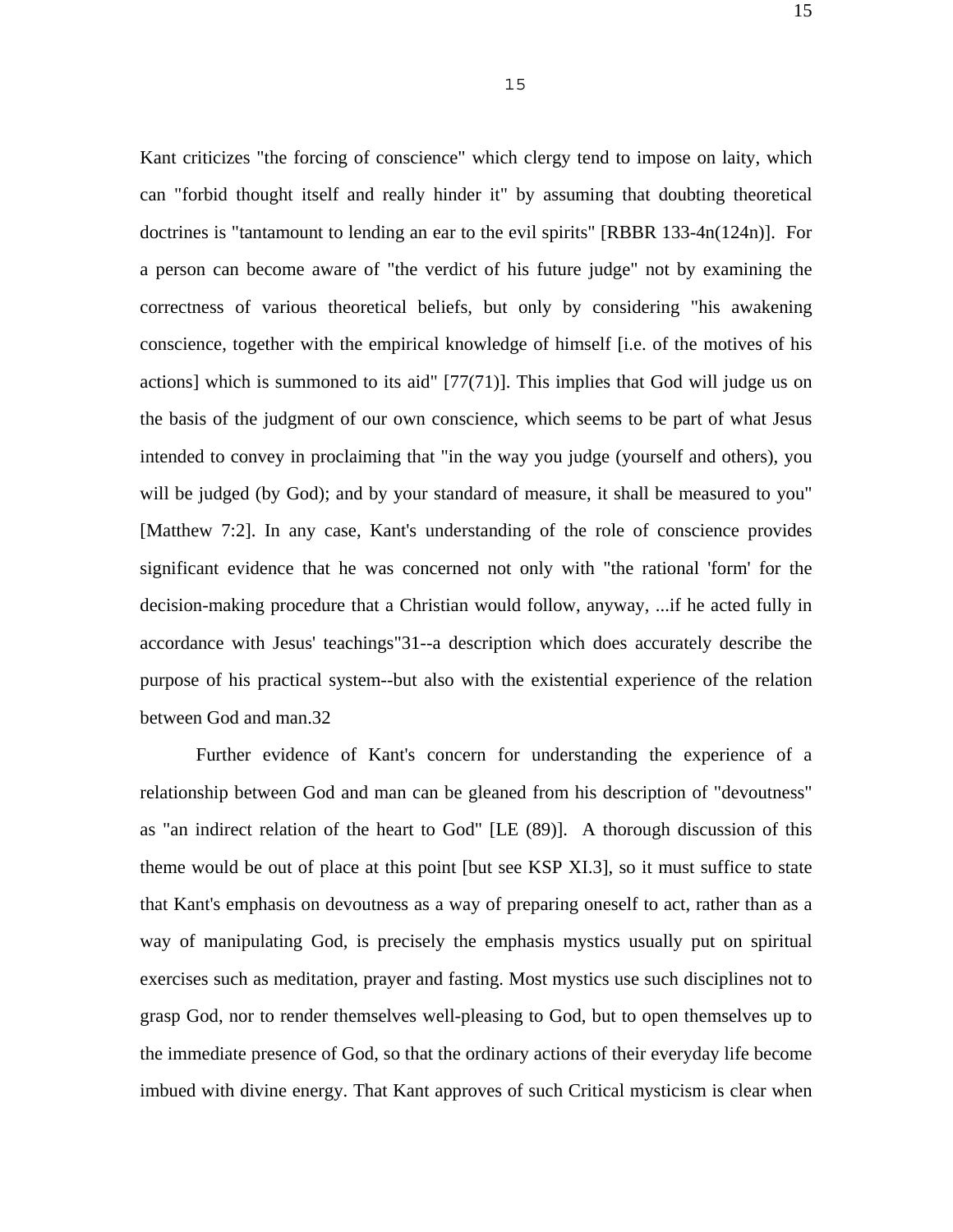Kant criticizes "the forcing of conscience" which clergy tend to impose on laity, which can "forbid thought itself and really hinder it" by assuming that doubting theoretical doctrines is "tantamount to lending an ear to the evil spirits" [RBBR 133-4n(124n)]. For a person can become aware of "the verdict of his future judge" not by examining the correctness of various theoretical beliefs, but only by considering "his awakening conscience, together with the empirical knowledge of himself [i.e. of the motives of his actions] which is summoned to its aid" [77(71)]. This implies that God will judge us on the basis of the judgment of our own conscience, which seems to be part of what Jesus intended to convey in proclaiming that "in the way you judge (yourself and others), you will be judged (by God); and by your standard of measure, it shall be measured to you" [Matthew 7:2]. In any case, Kant's understanding of the role of conscience provides significant evidence that he was concerned not only with "the rational 'form' for the decision-making procedure that a Christian would follow, anyway, ...if he acted fully in accordance with Jesus' teachings"31--a description which does accurately describe the purpose of his practical system--but also with the existential experience of the relation between God and man.32

Further evidence of Kant's concern for understanding the experience of a relationship between God and man can be gleaned from his description of "devoutness" as "an indirect relation of the heart to God" [LE (89)]. A thorough discussion of this theme would be out of place at this point [but see KSP XI.3], so it must suffice to state that Kant's emphasis on devoutness as a way of preparing oneself to act, rather than as a way of manipulating God, is precisely the emphasis mystics usually put on spiritual exercises such as meditation, prayer and fasting. Most mystics use such disciplines not to grasp God, nor to render themselves well-pleasing to God, but to open themselves up to the immediate presence of God, so that the ordinary actions of their everyday life become imbued with divine energy. That Kant approves of such Critical mysticism is clear when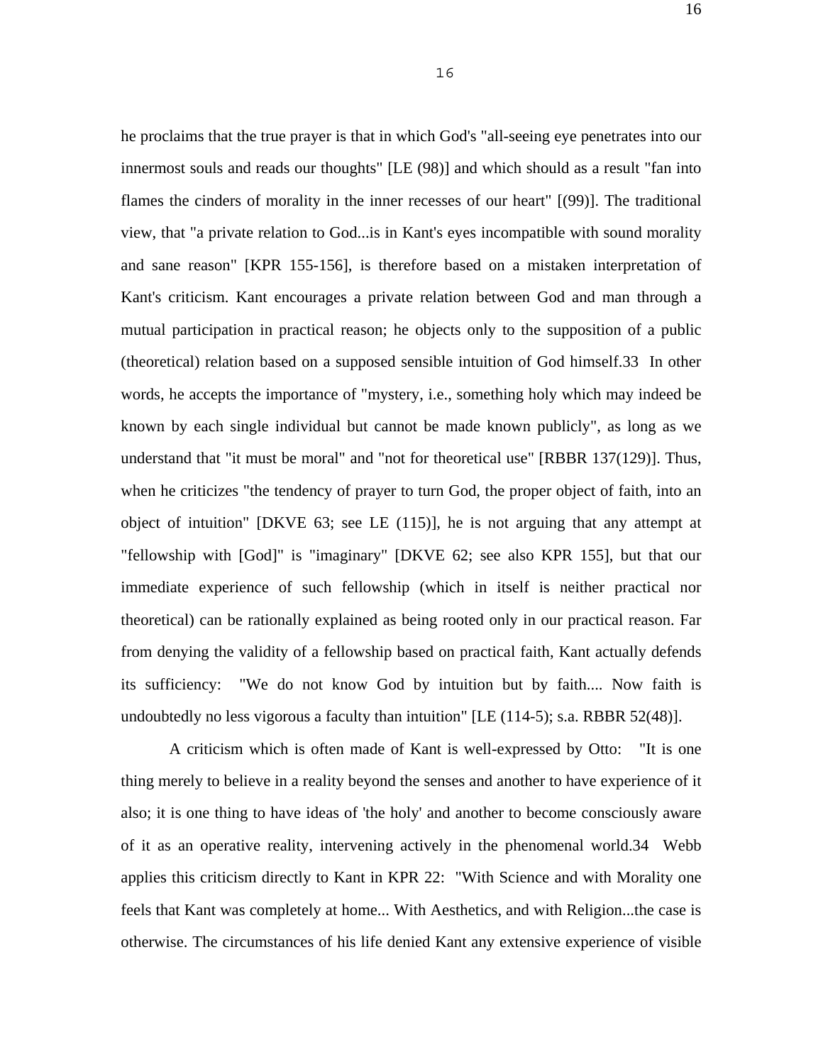he proclaims that the true prayer is that in which God's "all-seeing eye penetrates into our innermost souls and reads our thoughts" [LE (98)] and which should as a result "fan into flames the cinders of morality in the inner recesses of our heart" [(99)]. The traditional view, that "a private relation to God...is in Kant's eyes incompatible with sound morality and sane reason" [KPR 155-156], is therefore based on a mistaken interpretation of Kant's criticism. Kant encourages a private relation between God and man through a mutual participation in practical reason; he objects only to the supposition of a public (theoretical) relation based on a supposed sensible intuition of God himself.33 In other words, he accepts the importance of "mystery, i.e., something holy which may indeed be known by each single individual but cannot be made known publicly", as long as we understand that "it must be moral" and "not for theoretical use" [RBBR 137(129)]. Thus, when he criticizes "the tendency of prayer to turn God, the proper object of faith, into an object of intuition" [DKVE 63; see LE (115)], he is not arguing that any attempt at "fellowship with [God]" is "imaginary" [DKVE 62; see also KPR 155], but that our immediate experience of such fellowship (which in itself is neither practical nor theoretical) can be rationally explained as being rooted only in our practical reason. Far from denying the validity of a fellowship based on practical faith, Kant actually defends its sufficiency: "We do not know God by intuition but by faith.... Now faith is undoubtedly no less vigorous a faculty than intuition" [LE (114-5); s.a. RBBR 52(48)].

A criticism which is often made of Kant is well-expressed by Otto: "It is one thing merely to believe in a reality beyond the senses and another to have experience of it also; it is one thing to have ideas of 'the holy' and another to become consciously aware of it as an operative reality, intervening actively in the phenomenal world.34 Webb applies this criticism directly to Kant in KPR 22: "With Science and with Morality one feels that Kant was completely at home... With Aesthetics, and with Religion...the case is otherwise. The circumstances of his life denied Kant any extensive experience of visible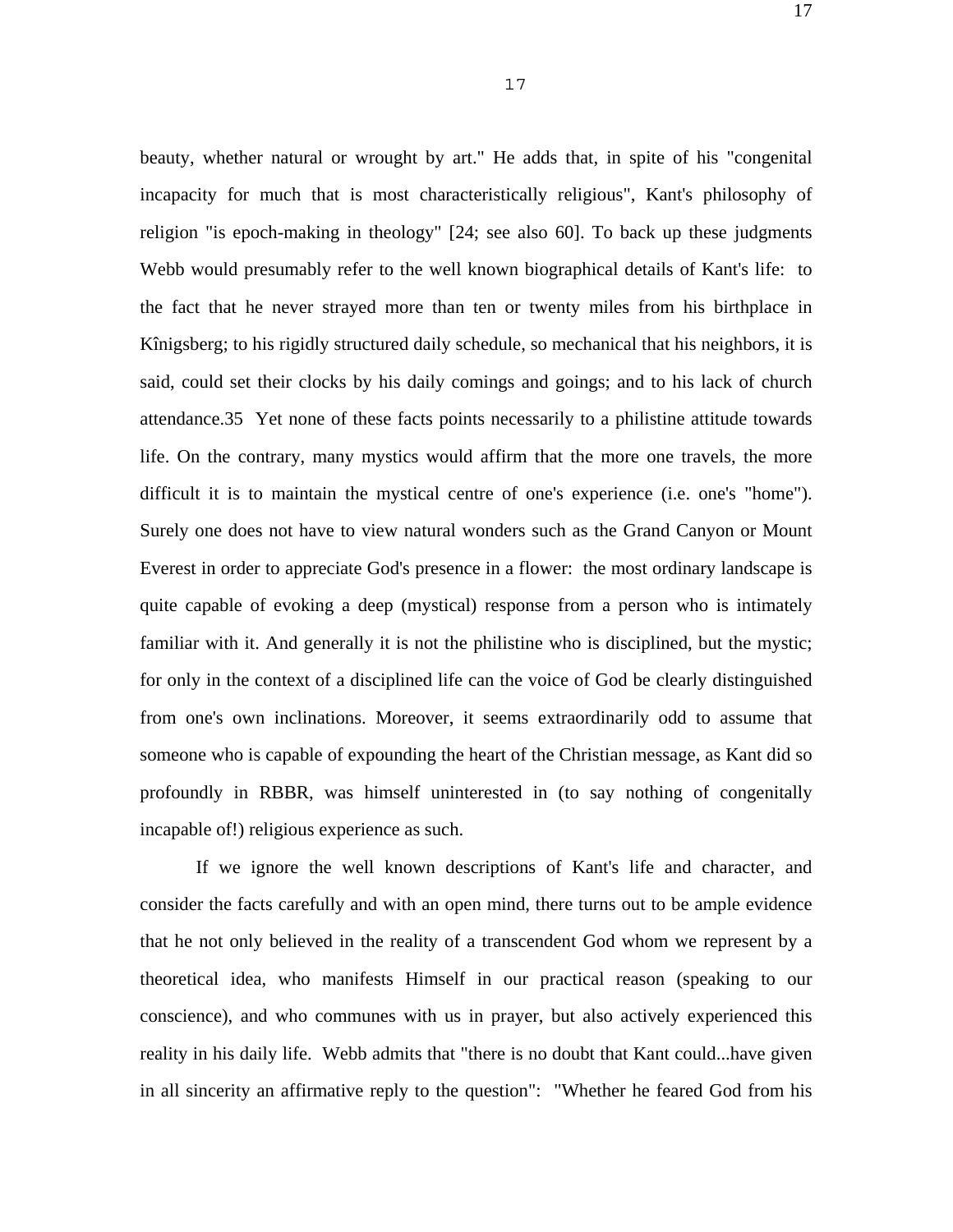beauty, whether natural or wrought by art." He adds that, in spite of his "congenital incapacity for much that is most characteristically religious", Kant's philosophy of religion "is epoch-making in theology" [24; see also 60]. To back up these judgments Webb would presumably refer to the well known biographical details of Kant's life: to the fact that he never strayed more than ten or twenty miles from his birthplace in Kînigsberg; to his rigidly structured daily schedule, so mechanical that his neighbors, it is said, could set their clocks by his daily comings and goings; and to his lack of church attendance.35 Yet none of these facts points necessarily to a philistine attitude towards life. On the contrary, many mystics would affirm that the more one travels, the more difficult it is to maintain the mystical centre of one's experience (i.e. one's "home"). Surely one does not have to view natural wonders such as the Grand Canyon or Mount Everest in order to appreciate God's presence in a flower: the most ordinary landscape is quite capable of evoking a deep (mystical) response from a person who is intimately familiar with it. And generally it is not the philistine who is disciplined, but the mystic; for only in the context of a disciplined life can the voice of God be clearly distinguished from one's own inclinations. Moreover, it seems extraordinarily odd to assume that someone who is capable of expounding the heart of the Christian message, as Kant did so profoundly in RBBR, was himself uninterested in (to say nothing of congenitally incapable of!) religious experience as such.

If we ignore the well known descriptions of Kant's life and character, and consider the facts carefully and with an open mind, there turns out to be ample evidence that he not only believed in the reality of a transcendent God whom we represent by a theoretical idea, who manifests Himself in our practical reason (speaking to our conscience), and who communes with us in prayer, but also actively experienced this reality in his daily life. Webb admits that "there is no doubt that Kant could...have given in all sincerity an affirmative reply to the question": "Whether he feared God from his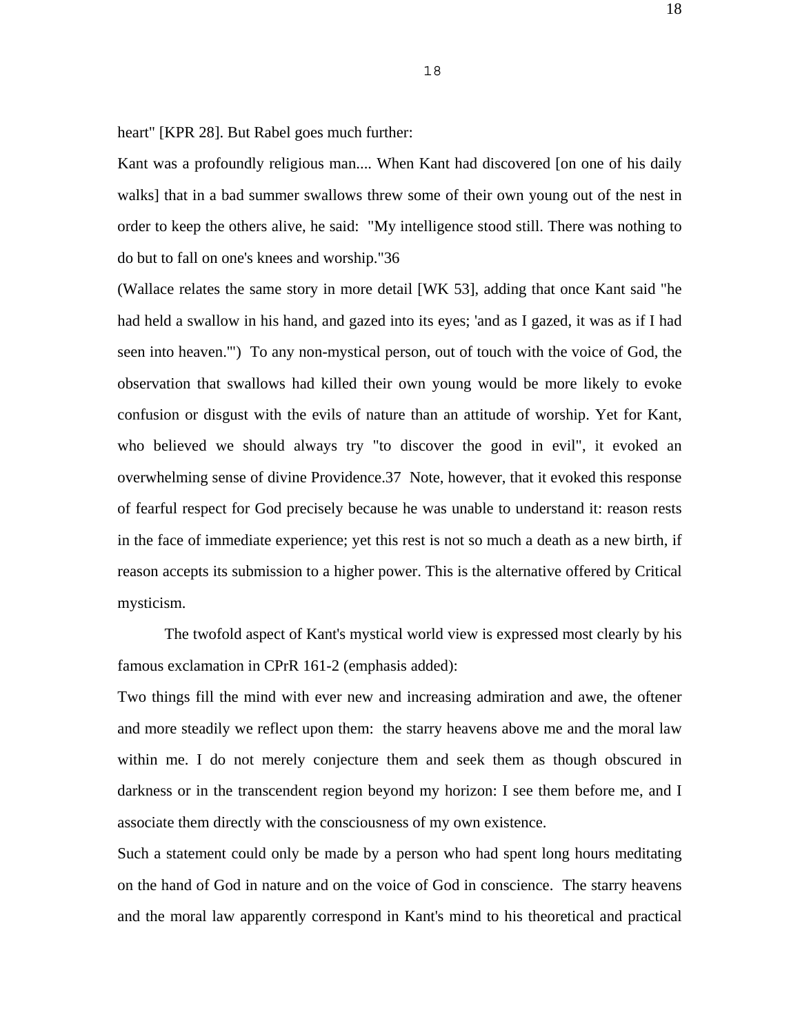heart" [KPR 28]. But Rabel goes much further:

Kant was a profoundly religious man.... When Kant had discovered [on one of his daily walks] that in a bad summer swallows threw some of their own young out of the nest in order to keep the others alive, he said: "My intelligence stood still. There was nothing to do but to fall on one's knees and worship."36

(Wallace relates the same story in more detail [WK 53], adding that once Kant said "he had held a swallow in his hand, and gazed into its eyes; 'and as I gazed, it was as if I had seen into heaven.'") To any non-mystical person, out of touch with the voice of God, the observation that swallows had killed their own young would be more likely to evoke confusion or disgust with the evils of nature than an attitude of worship. Yet for Kant, who believed we should always try "to discover the good in evil", it evoked an overwhelming sense of divine Providence.37 Note, however, that it evoked this response of fearful respect for God precisely because he was unable to understand it: reason rests in the face of immediate experience; yet this rest is not so much a death as a new birth, if reason accepts its submission to a higher power. This is the alternative offered by Critical mysticism.

The twofold aspect of Kant's mystical world view is expressed most clearly by his famous exclamation in CPrR 161-2 (emphasis added):

Two things fill the mind with ever new and increasing admiration and awe, the oftener and more steadily we reflect upon them: the starry heavens above me and the moral law within me. I do not merely conjecture them and seek them as though obscured in darkness or in the transcendent region beyond my horizon: I see them before me, and I associate them directly with the consciousness of my own existence.

Such a statement could only be made by a person who had spent long hours meditating on the hand of God in nature and on the voice of God in conscience. The starry heavens and the moral law apparently correspond in Kant's mind to his theoretical and practical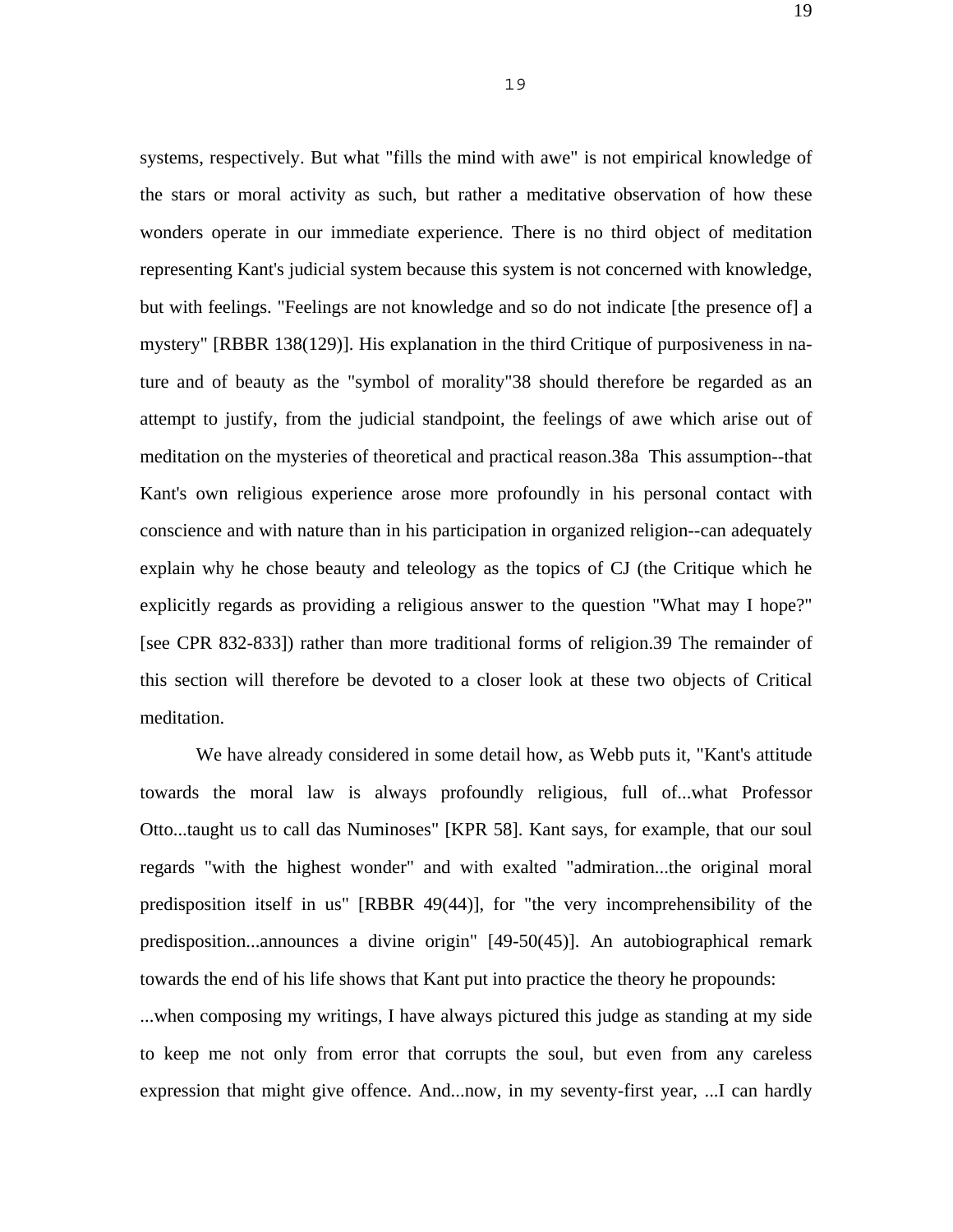systems, respectively. But what "fills the mind with awe" is not empirical knowledge of the stars or moral activity as such, but rather a meditative observation of how these wonders operate in our immediate experience. There is no third object of meditation representing Kant's judicial system because this system is not concerned with knowledge, but with feelings. "Feelings are not knowledge and so do not indicate [the presence of] a mystery" [RBBR 138(129)]. His explanation in the third Critique of purposiveness in nature and of beauty as the "symbol of morality"38 should therefore be regarded as an attempt to justify, from the judicial standpoint, the feelings of awe which arise out of meditation on the mysteries of theoretical and practical reason.38a This assumption--that Kant's own religious experience arose more profoundly in his personal contact with conscience and with nature than in his participation in organized religion--can adequately explain why he chose beauty and teleology as the topics of CJ (the Critique which he explicitly regards as providing a religious answer to the question "What may I hope?" [see CPR 832-833]) rather than more traditional forms of religion.39 The remainder of this section will therefore be devoted to a closer look at these two objects of Critical meditation.

We have already considered in some detail how, as Webb puts it, "Kant's attitude towards the moral law is always profoundly religious, full of...what Professor Otto...taught us to call das Numinoses" [KPR 58]. Kant says, for example, that our soul regards "with the highest wonder" and with exalted "admiration...the original moral predisposition itself in us" [RBBR 49(44)], for "the very incomprehensibility of the predisposition...announces a divine origin" [49-50(45)]. An autobiographical remark towards the end of his life shows that Kant put into practice the theory he propounds:

...when composing my writings, I have always pictured this judge as standing at my side to keep me not only from error that corrupts the soul, but even from any careless expression that might give offence. And...now, in my seventy-first year, ...I can hardly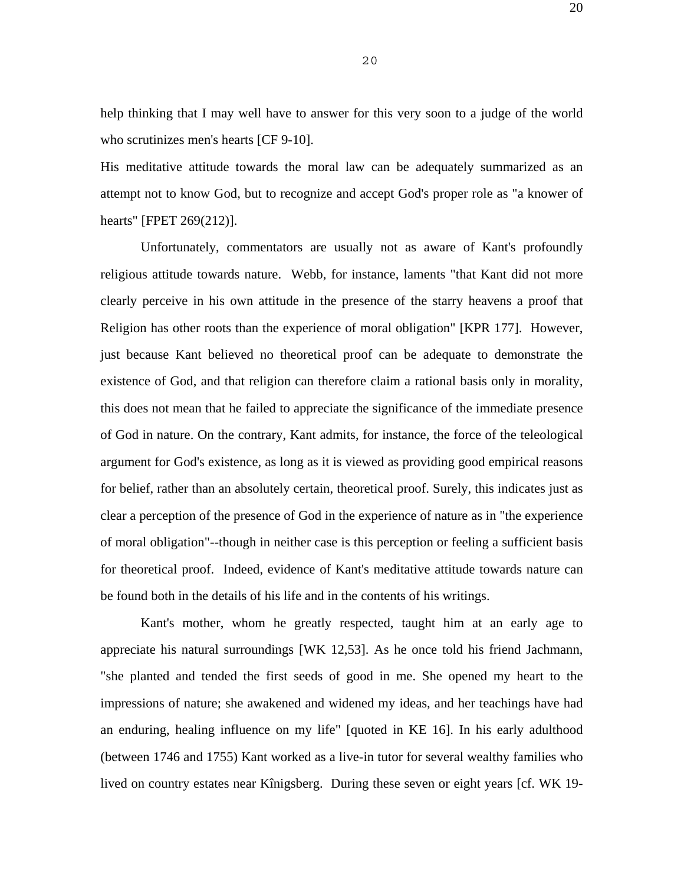help thinking that I may well have to answer for this very soon to a judge of the world who scrutinizes men's hearts [CF 9-10].

His meditative attitude towards the moral law can be adequately summarized as an attempt not to know God, but to recognize and accept God's proper role as "a knower of hearts" [FPET 269(212)].

Unfortunately, commentators are usually not as aware of Kant's profoundly religious attitude towards nature. Webb, for instance, laments "that Kant did not more clearly perceive in his own attitude in the presence of the starry heavens a proof that Religion has other roots than the experience of moral obligation" [KPR 177]. However, just because Kant believed no theoretical proof can be adequate to demonstrate the existence of God, and that religion can therefore claim a rational basis only in morality, this does not mean that he failed to appreciate the significance of the immediate presence of God in nature. On the contrary, Kant admits, for instance, the force of the teleological argument for God's existence, as long as it is viewed as providing good empirical reasons for belief, rather than an absolutely certain, theoretical proof. Surely, this indicates just as clear a perception of the presence of God in the experience of nature as in "the experience of moral obligation"--though in neither case is this perception or feeling a sufficient basis for theoretical proof. Indeed, evidence of Kant's meditative attitude towards nature can be found both in the details of his life and in the contents of his writings.

Kant's mother, whom he greatly respected, taught him at an early age to appreciate his natural surroundings [WK 12,53]. As he once told his friend Jachmann, "she planted and tended the first seeds of good in me. She opened my heart to the impressions of nature; she awakened and widened my ideas, and her teachings have had an enduring, healing influence on my life" [quoted in KE 16]. In his early adulthood (between 1746 and 1755) Kant worked as a live-in tutor for several wealthy families who lived on country estates near Kînigsberg. During these seven or eight years [cf. WK 19-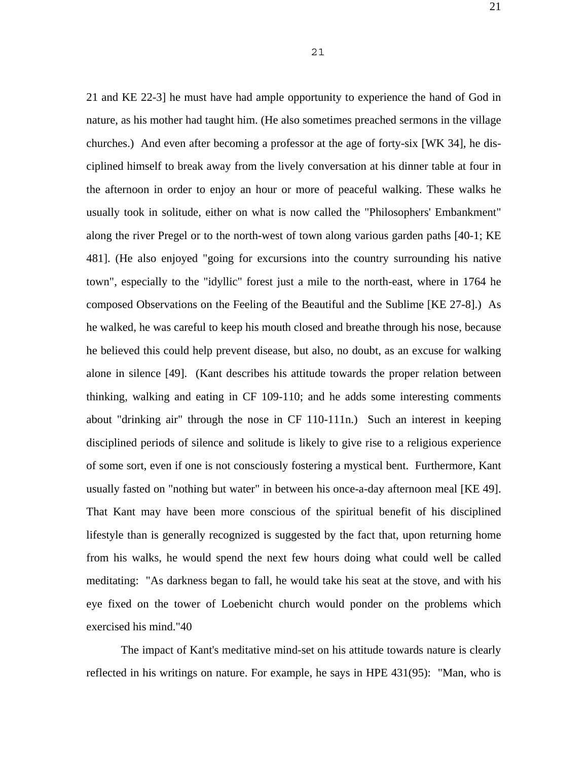21 and KE 22-3] he must have had ample opportunity to experience the hand of God in nature, as his mother had taught him. (He also sometimes preached sermons in the village churches.) And even after becoming a professor at the age of forty-six [WK 34], he disciplined himself to break away from the lively conversation at his dinner table at four in the afternoon in order to enjoy an hour or more of peaceful walking. These walks he usually took in solitude, either on what is now called the "Philosophers' Embankment" along the river Pregel or to the north-west of town along various garden paths [40-1; KE 481]. (He also enjoyed "going for excursions into the country surrounding his native town", especially to the "idyllic" forest just a mile to the north-east, where in 1764 he composed Observations on the Feeling of the Beautiful and the Sublime [KE 27-8].) As he walked, he was careful to keep his mouth closed and breathe through his nose, because he believed this could help prevent disease, but also, no doubt, as an excuse for walking alone in silence [49]. (Kant describes his attitude towards the proper relation between thinking, walking and eating in CF 109-110; and he adds some interesting comments about "drinking air" through the nose in CF 110-111n.) Such an interest in keeping disciplined periods of silence and solitude is likely to give rise to a religious experience of some sort, even if one is not consciously fostering a mystical bent. Furthermore, Kant usually fasted on "nothing but water" in between his once-a-day afternoon meal [KE 49]. That Kant may have been more conscious of the spiritual benefit of his disciplined lifestyle than is generally recognized is suggested by the fact that, upon returning home from his walks, he would spend the next few hours doing what could well be called meditating: "As darkness began to fall, he would take his seat at the stove, and with his eye fixed on the tower of Loebenicht church would ponder on the problems which exercised his mind."40

The impact of Kant's meditative mind-set on his attitude towards nature is clearly reflected in his writings on nature. For example, he says in HPE 431(95): "Man, who is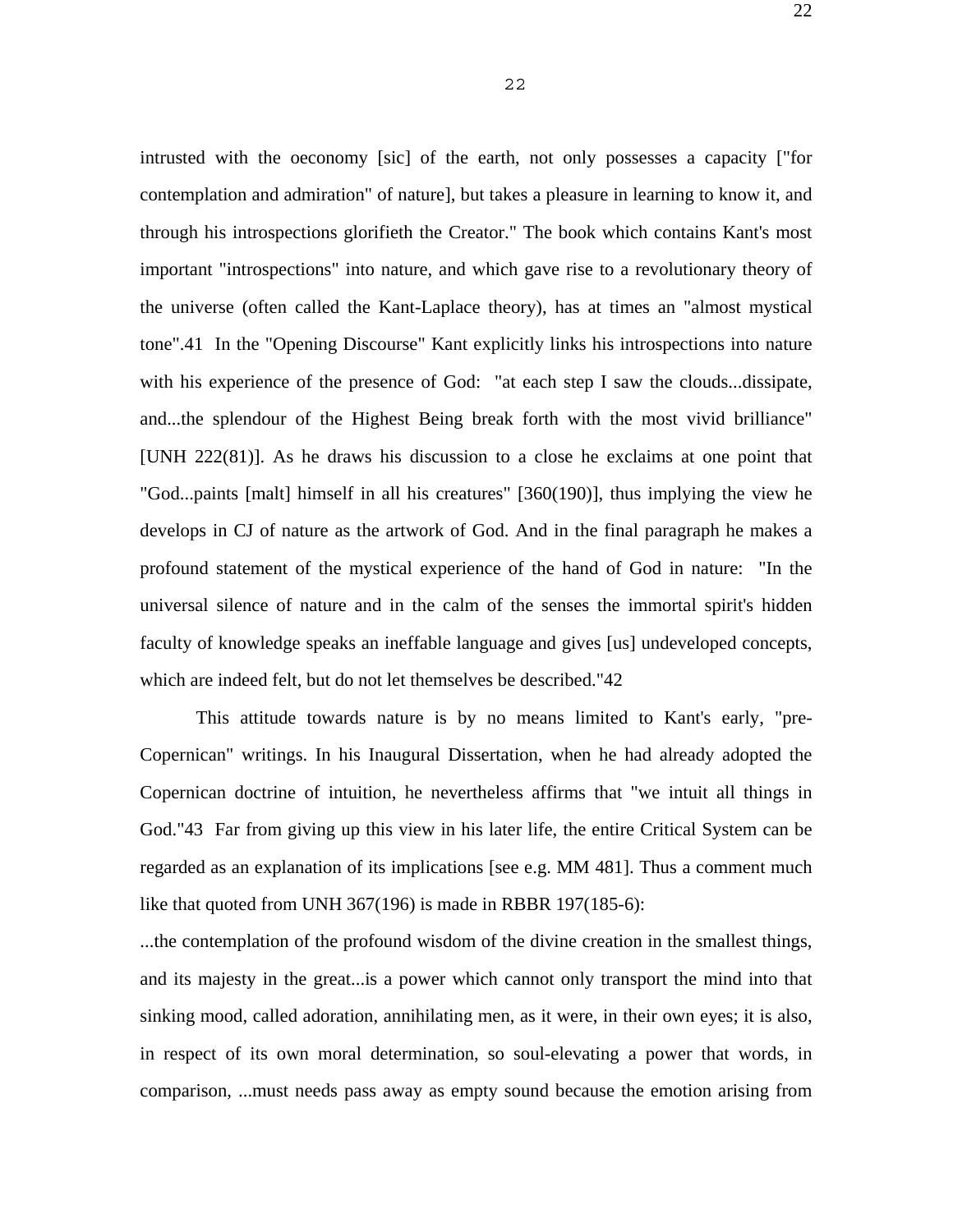intrusted with the oeconomy [sic] of the earth, not only possesses a capacity ["for contemplation and admiration" of nature], but takes a pleasure in learning to know it, and through his introspections glorifieth the Creator." The book which contains Kant's most important "introspections" into nature, and which gave rise to a revolutionary theory of the universe (often called the Kant-Laplace theory), has at times an "almost mystical tone".41 In the "Opening Discourse" Kant explicitly links his introspections into nature with his experience of the presence of God: "at each step I saw the clouds...dissipate, and...the splendour of the Highest Being break forth with the most vivid brilliance" [UNH 222(81)]. As he draws his discussion to a close he exclaims at one point that "God...paints [malt] himself in all his creatures" [360(190)], thus implying the view he develops in CJ of nature as the artwork of God. And in the final paragraph he makes a profound statement of the mystical experience of the hand of God in nature: "In the universal silence of nature and in the calm of the senses the immortal spirit's hidden faculty of knowledge speaks an ineffable language and gives [us] undeveloped concepts, which are indeed felt, but do not let themselves be described."42

This attitude towards nature is by no means limited to Kant's early, "pre-Copernican" writings. In his Inaugural Dissertation, when he had already adopted the Copernican doctrine of intuition, he nevertheless affirms that "we intuit all things in God."43 Far from giving up this view in his later life, the entire Critical System can be regarded as an explanation of its implications [see e.g. MM 481]. Thus a comment much like that quoted from UNH 367(196) is made in RBBR 197(185-6):

...the contemplation of the profound wisdom of the divine creation in the smallest things, and its majesty in the great...is a power which cannot only transport the mind into that sinking mood, called adoration, annihilating men, as it were, in their own eyes; it is also, in respect of its own moral determination, so soul-elevating a power that words, in comparison, ...must needs pass away as empty sound because the emotion arising from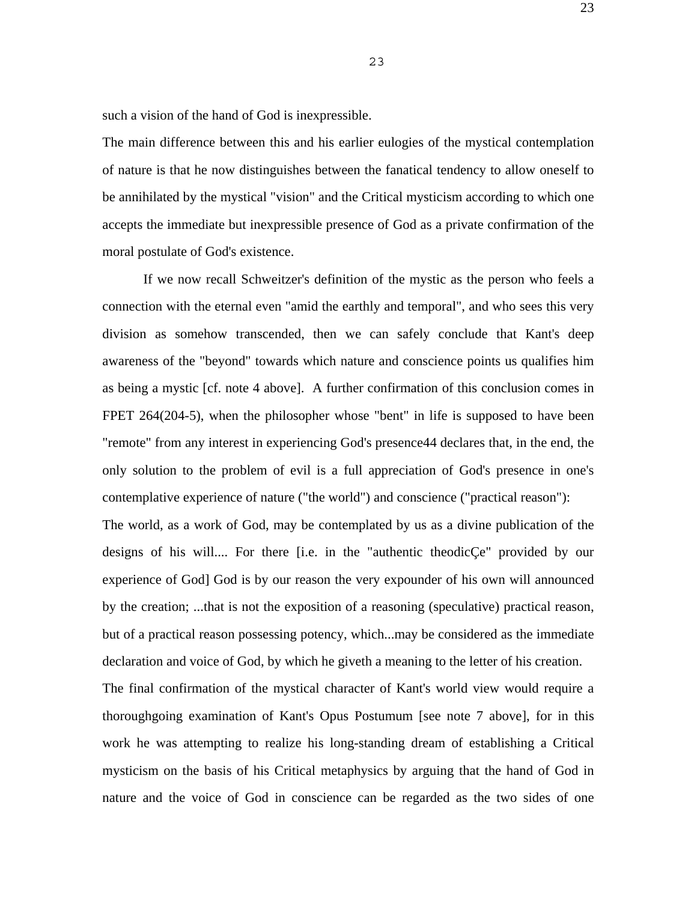such a vision of the hand of God is inexpressible.

The main difference between this and his earlier eulogies of the mystical contemplation of nature is that he now distinguishes between the fanatical tendency to allow oneself to be annihilated by the mystical "vision" and the Critical mysticism according to which one accepts the immediate but inexpressible presence of God as a private confirmation of the moral postulate of God's existence.

If we now recall Schweitzer's definition of the mystic as the person who feels a connection with the eternal even "amid the earthly and temporal", and who sees this very division as somehow transcended, then we can safely conclude that Kant's deep awareness of the "beyond" towards which nature and conscience points us qualifies him as being a mystic [cf. note 4 above]. A further confirmation of this conclusion comes in FPET 264(204-5), when the philosopher whose "bent" in life is supposed to have been "remote" from any interest in experiencing God's presence44 declares that, in the end, the only solution to the problem of evil is a full appreciation of God's presence in one's contemplative experience of nature ("the world") and conscience ("practical reason"):

The world, as a work of God, may be contemplated by us as a divine publication of the designs of his will.... For there [i.e. in the "authentic theodicÇe" provided by our experience of God] God is by our reason the very expounder of his own will announced by the creation; ...that is not the exposition of a reasoning (speculative) practical reason, but of a practical reason possessing potency, which...may be considered as the immediate declaration and voice of God, by which he giveth a meaning to the letter of his creation.

The final confirmation of the mystical character of Kant's world view would require a thoroughgoing examination of Kant's Opus Postumum [see note 7 above], for in this work he was attempting to realize his long-standing dream of establishing a Critical mysticism on the basis of his Critical metaphysics by arguing that the hand of God in nature and the voice of God in conscience can be regarded as the two sides of one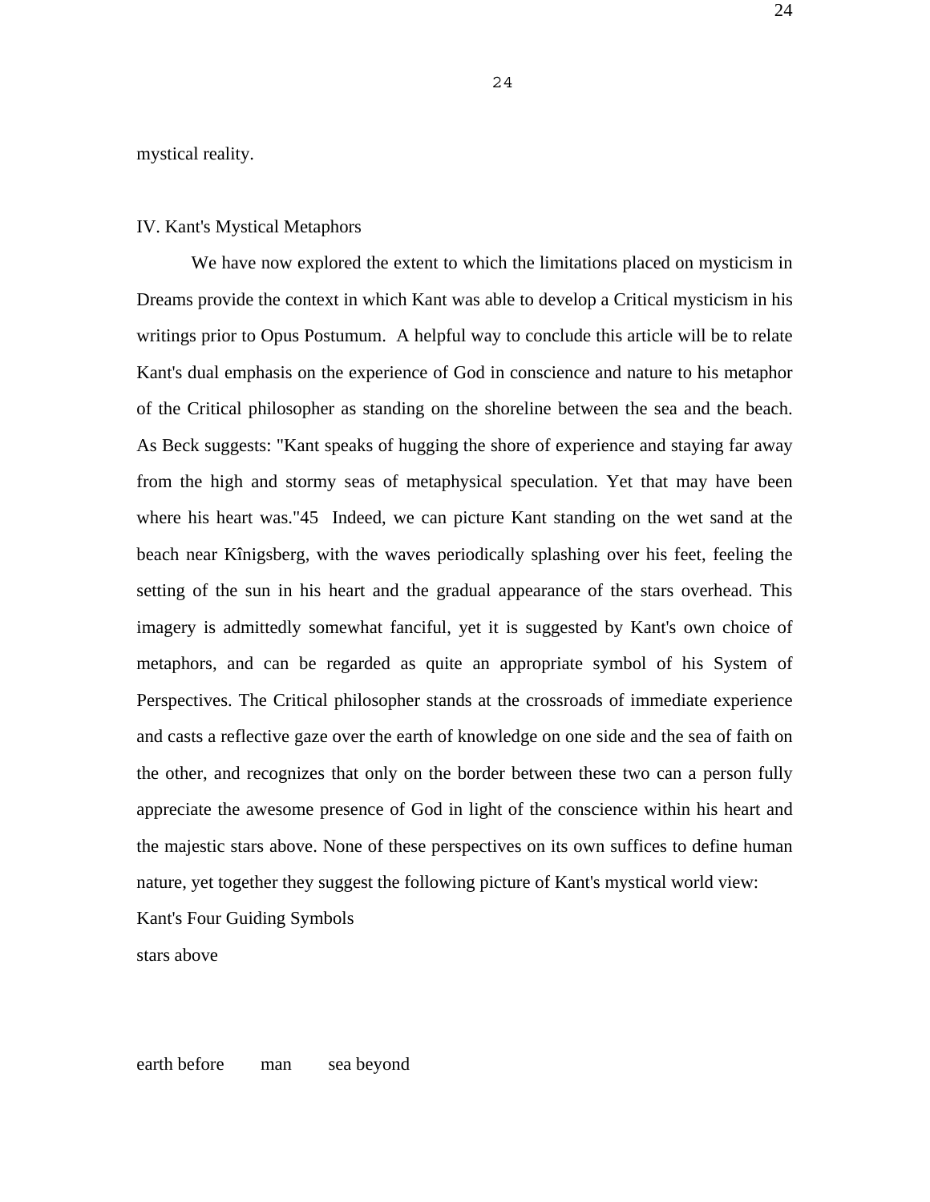mystical reality.

## IV. Kant's Mystical Metaphors

We have now explored the extent to which the limitations placed on mysticism in Dreams provide the context in which Kant was able to develop a Critical mysticism in his writings prior to Opus Postumum. A helpful way to conclude this article will be to relate Kant's dual emphasis on the experience of God in conscience and nature to his metaphor of the Critical philosopher as standing on the shoreline between the sea and the beach. As Beck suggests: "Kant speaks of hugging the shore of experience and staying far away from the high and stormy seas of metaphysical speculation. Yet that may have been where his heart was."45 Indeed, we can picture Kant standing on the wet sand at the beach near Kînigsberg, with the waves periodically splashing over his feet, feeling the setting of the sun in his heart and the gradual appearance of the stars overhead. This imagery is admittedly somewhat fanciful, yet it is suggested by Kant's own choice of metaphors, and can be regarded as quite an appropriate symbol of his System of Perspectives. The Critical philosopher stands at the crossroads of immediate experience and casts a reflective gaze over the earth of knowledge on one side and the sea of faith on the other, and recognizes that only on the border between these two can a person fully appreciate the awesome presence of God in light of the conscience within his heart and the majestic stars above. None of these perspectives on its own suffices to define human nature, yet together they suggest the following picture of Kant's mystical world view:

Kant's Four Guiding Symbols

stars above

earth before      man      sea beyond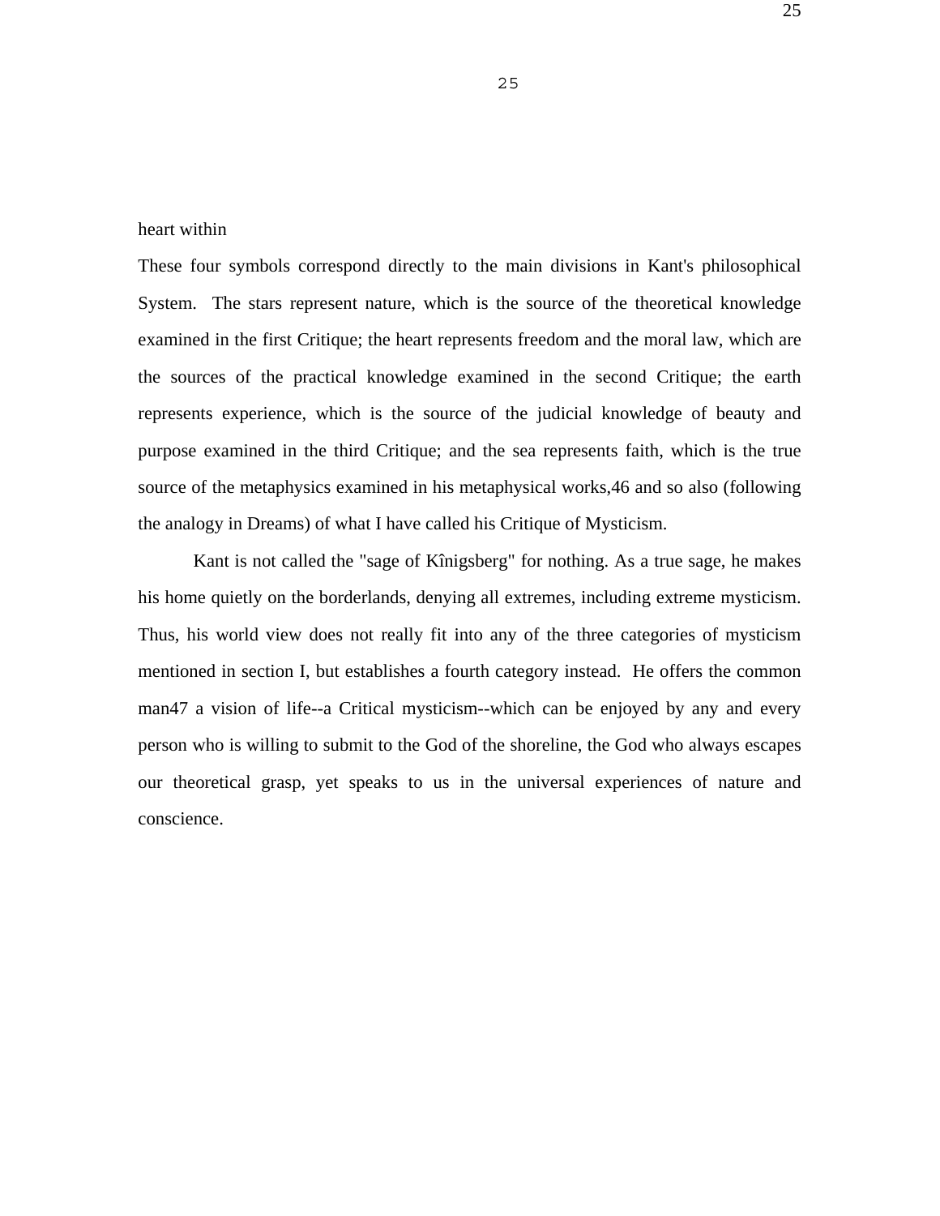heart within

These four symbols correspond directly to the main divisions in Kant's philosophical System. The stars represent nature, which is the source of the theoretical knowledge examined in the first Critique; the heart represents freedom and the moral law, which are the sources of the practical knowledge examined in the second Critique; the earth represents experience, which is the source of the judicial knowledge of beauty and purpose examined in the third Critique; and the sea represents faith, which is the true source of the metaphysics examined in his metaphysical works,46 and so also (following the analogy in Dreams) of what I have called his Critique of Mysticism.

Kant is not called the "sage of Kînigsberg" for nothing. As a true sage, he makes his home quietly on the borderlands, denying all extremes, including extreme mysticism. Thus, his world view does not really fit into any of the three categories of mysticism mentioned in section I, but establishes a fourth category instead. He offers the common man47 a vision of life--a Critical mysticism--which can be enjoyed by any and every person who is willing to submit to the God of the shoreline, the God who always escapes our theoretical grasp, yet speaks to us in the universal experiences of nature and conscience.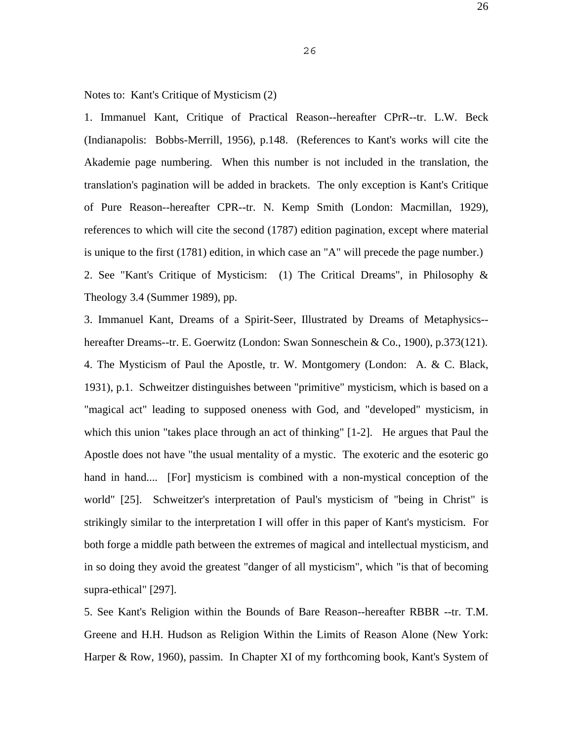Notes to: Kant's Critique of Mysticism (2)

1. Immanuel Kant, Critique of Practical Reason--hereafter CPrR--tr. L.W. Beck (Indianapolis: Bobbs-Merrill, 1956), p.148. (References to Kant's works will cite the Akademie page numbering. When this number is not included in the translation, the translation's pagination will be added in brackets. The only exception is Kant's Critique of Pure Reason--hereafter CPR--tr. N. Kemp Smith (London: Macmillan, 1929), references to which will cite the second (1787) edition pagination, except where material is unique to the first (1781) edition, in which case an "A" will precede the page number.)

2. See "Kant's Critique of Mysticism: (1) The Critical Dreams", in Philosophy & Theology 3.4 (Summer 1989), pp.

3. Immanuel Kant, Dreams of a Spirit-Seer, Illustrated by Dreams of Metaphysics--hereafter Dreams--tr. E. Goerwitz (London: Swan Sonneschein & Co., 1900), p.373(121).

4. The Mysticism of Paul the Apostle, tr. W. Montgomery (London: A. & C. Black, 1931), p.1. Schweitzer distinguishes between "primitive" mysticism, which is based on a "magical act" leading to supposed oneness with God, and "developed" mysticism, in which this union "takes place through an act of thinking" [1-2]. He argues that Paul the Apostle does not have "the usual mentality of a mystic. The exoteric and the esoteric go hand in hand.... [For] mysticism is combined with a non-mystical conception of the world" [25]. Schweitzer's interpretation of Paul's mysticism of "being in Christ" is strikingly similar to the interpretation I will offer in this paper of Kant's mysticism. For both forge a middle path between the extremes of magical and intellectual mysticism, and in so doing they avoid the greatest "danger of all mysticism", which "is that of becoming supra-ethical" [297].

5. See Kant's Religion within the Bounds of Bare Reason--hereafter RBBR --tr. T.M. Greene and H.H. Hudson as Religion Within the Limits of Reason Alone (New York: Harper & Row, 1960), passim. In Chapter XI of my forthcoming book, Kant's System of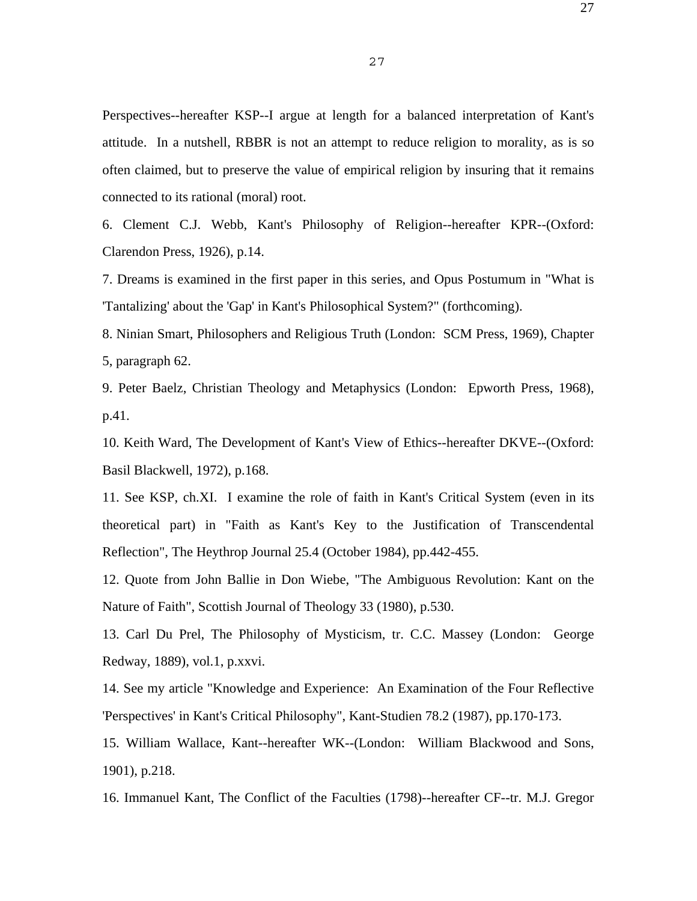Perspectives--hereafter KSP--I argue at length for a balanced interpretation of Kant's attitude. In a nutshell, RBBR is not an attempt to reduce religion to morality, as is so often claimed, but to preserve the value of empirical religion by insuring that it remains connected to its rational (moral) root.

6. Clement C.J. Webb, Kant's Philosophy of Religion--hereafter KPR--(Oxford: Clarendon Press, 1926), p.14.

7. Dreams is examined in the first paper in this series, and Opus Postumum in "What is 'Tantalizing' about the 'Gap' in Kant's Philosophical System?" (forthcoming).

8. Ninian Smart, Philosophers and Religious Truth (London: SCM Press, 1969), Chapter 5, paragraph 62.

9. Peter Baelz, Christian Theology and Metaphysics (London: Epworth Press, 1968), p.41.

10. Keith Ward, The Development of Kant's View of Ethics--hereafter DKVE--(Oxford: Basil Blackwell, 1972), p.168.

11. See KSP, ch.XI. I examine the role of faith in Kant's Critical System (even in its theoretical part) in "Faith as Kant's Key to the Justification of Transcendental Reflection", The Heythrop Journal 25.4 (October 1984), pp.442-455.

12. Quote from John Ballie in Don Wiebe, "The Ambiguous Revolution: Kant on the Nature of Faith", Scottish Journal of Theology 33 (1980), p.530.

13. Carl Du Prel, The Philosophy of Mysticism, tr. C.C. Massey (London: George Redway, 1889), vol.1, p.xxvi.

14. See my article "Knowledge and Experience: An Examination of the Four Reflective 'Perspectives' in Kant's Critical Philosophy", Kant-Studien 78.2 (1987), pp.170-173.

15. William Wallace, Kant--hereafter WK--(London: William Blackwood and Sons, 1901), p.218.

16. Immanuel Kant, The Conflict of the Faculties (1798)--hereafter CF--tr. M.J. Gregor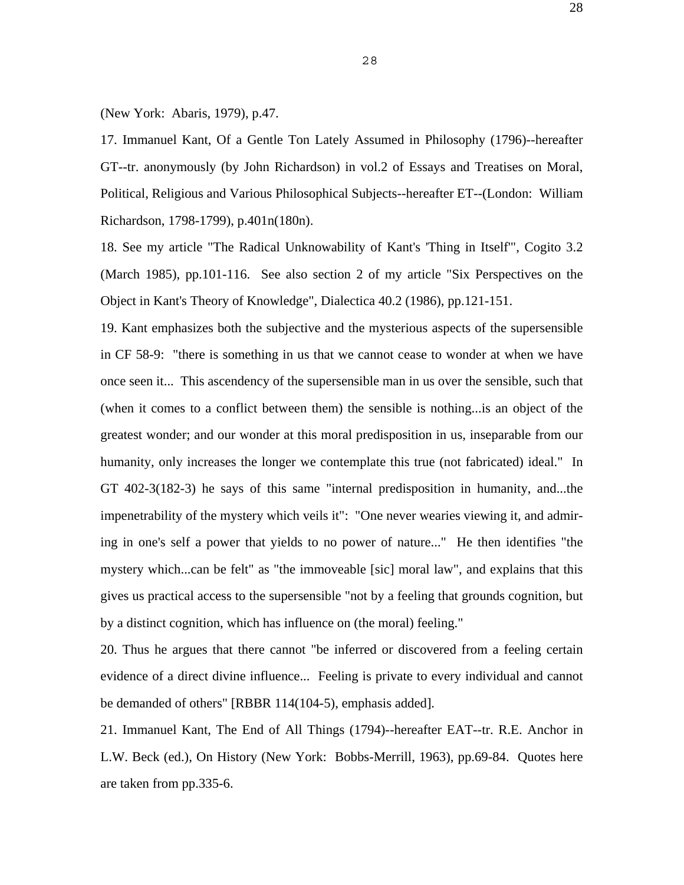(New York: Abaris, 1979), p.47.

17. Immanuel Kant, Of a Gentle Ton Lately Assumed in Philosophy (1796)--hereafter GT--tr. anonymously (by John Richardson) in vol.2 of Essays and Treatises on Moral, Political, Religious and Various Philosophical Subjects--hereafter ET--(London: William Richardson, 1798-1799), p.401n(180n).

18. See my article "The Radical Unknowability of Kant's 'Thing in Itself'", Cogito 3.2 (March 1985), pp.101-116. See also section 2 of my article "Six Perspectives on the Object in Kant's Theory of Knowledge", Dialectica 40.2 (1986), pp.121-151.

19. Kant emphasizes both the subjective and the mysterious aspects of the supersensible in CF 58-9: "there is something in us that we cannot cease to wonder at when we have once seen it... This ascendency of the supersensible man in us over the sensible, such that (when it comes to a conflict between them) the sensible is nothing...is an object of the greatest wonder; and our wonder at this moral predisposition in us, inseparable from our humanity, only increases the longer we contemplate this true (not fabricated) ideal." In GT 402-3(182-3) he says of this same "internal predisposition in humanity, and...the impenetrability of the mystery which veils it": "One never wearies viewing it, and admiring in one's self a power that yields to no power of nature..." He then identifies "the mystery which...can be felt" as "the immoveable [sic] moral law", and explains that this gives us practical access to the supersensible "not by a feeling that grounds cognition, but by a distinct cognition, which has influence on (the moral) feeling."

20. Thus he argues that there cannot "be inferred or discovered from a feeling certain evidence of a direct divine influence... Feeling is private to every individual and cannot be demanded of others" [RBBR 114(104-5), emphasis added].

21. Immanuel Kant, The End of All Things (1794)--hereafter EAT--tr. R.E. Anchor in L.W. Beck (ed.), On History (New York: Bobbs-Merrill, 1963), pp.69-84. Quotes here are taken from pp.335-6.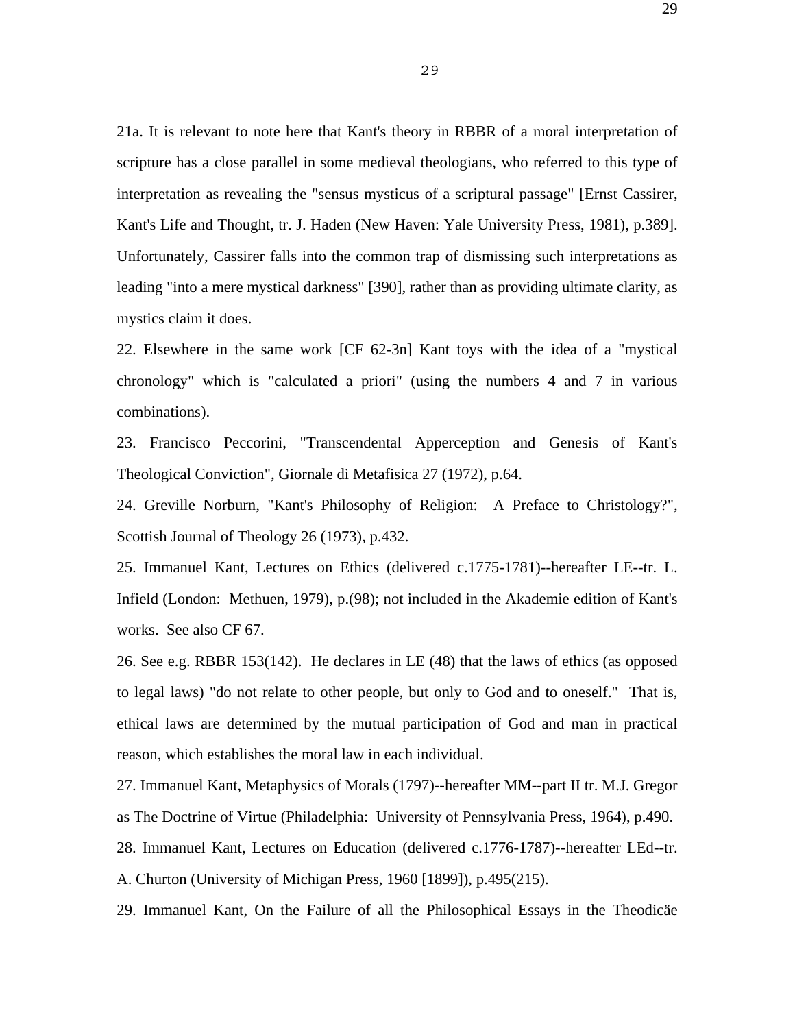21a. It is relevant to note here that Kant's theory in RBBR of a moral interpretation of scripture has a close parallel in some medieval theologians, who referred to this type of interpretation as revealing the "sensus mysticus of a scriptural passage" [Ernst Cassirer, Kant's Life and Thought, tr. J. Haden (New Haven: Yale University Press, 1981), p.389]. Unfortunately, Cassirer falls into the common trap of dismissing such interpretations as leading "into a mere mystical darkness" [390], rather than as providing ultimate clarity, as mystics claim it does.

22. Elsewhere in the same work [CF 62-3n] Kant toys with the idea of a "mystical chronology" which is "calculated a priori" (using the numbers 4 and 7 in various combinations).

23. Francisco Peccorini, "Transcendental Apperception and Genesis of Kant's Theological Conviction", Giornale di Metafisica 27 (1972), p.64.

24. Greville Norburn, "Kant's Philosophy of Religion: A Preface to Christology?", Scottish Journal of Theology 26 (1973), p.432.

25. Immanuel Kant, Lectures on Ethics (delivered c.1775-1781)--hereafter LE--tr. L. Infield (London: Methuen, 1979), p.(98); not included in the Akademie edition of Kant's works. See also CF 67.

26. See e.g. RBBR 153(142). He declares in LE (48) that the laws of ethics (as opposed to legal laws) "do not relate to other people, but only to God and to oneself." That is, ethical laws are determined by the mutual participation of God and man in practical reason, which establishes the moral law in each individual.

27. Immanuel Kant, Metaphysics of Morals (1797)--hereafter MM--part II tr. M.J. Gregor as The Doctrine of Virtue (Philadelphia: University of Pennsylvania Press, 1964), p.490.

28. Immanuel Kant, Lectures on Education (delivered c.1776-1787)--hereafter LEd--tr. A. Churton (University of Michigan Press, 1960 [1899]), p.495(215).

29. Immanuel Kant, On the Failure of all the Philosophical Essays in the Theodicäe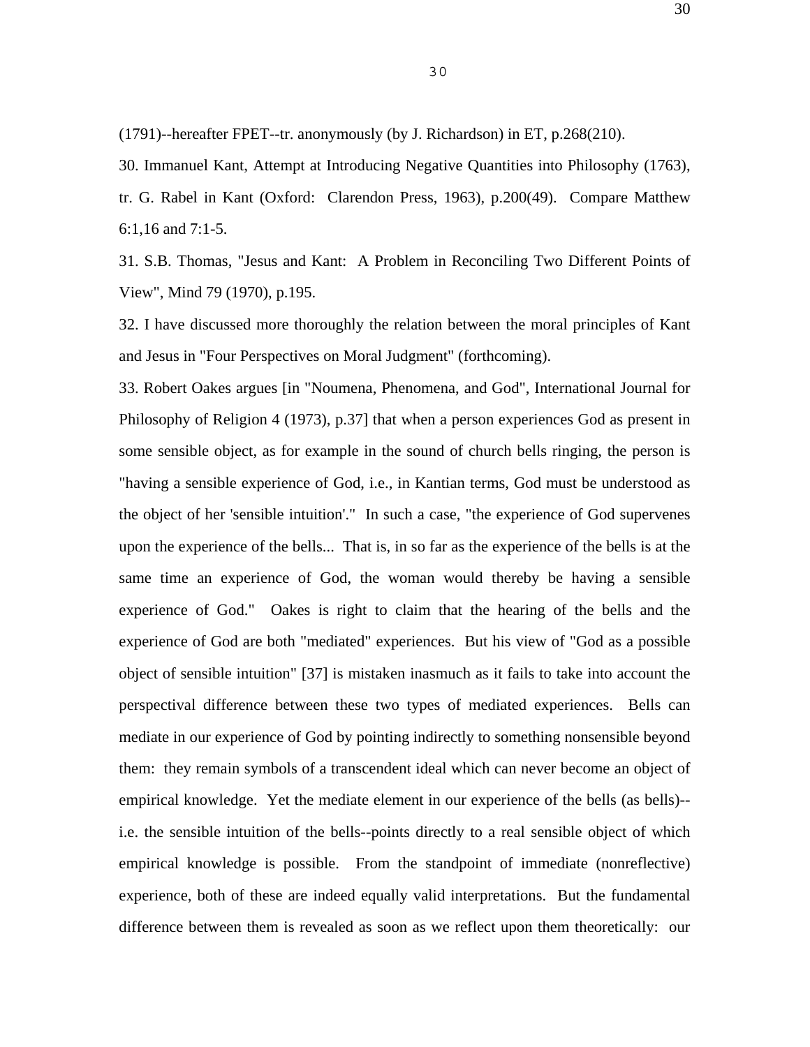(1791)--hereafter FPET--tr. anonymously (by J. Richardson) in ET, p.268(210).

30. Immanuel Kant, Attempt at Introducing Negative Quantities into Philosophy (1763), tr. G. Rabel in Kant (Oxford: Clarendon Press, 1963), p.200(49). Compare Matthew 6:1,16 and 7:1-5.

31. S.B. Thomas, "Jesus and Kant: A Problem in Reconciling Two Different Points of View", Mind 79 (1970), p.195.

32. I have discussed more thoroughly the relation between the moral principles of Kant and Jesus in "Four Perspectives on Moral Judgment" (forthcoming).

33. Robert Oakes argues [in "Noumena, Phenomena, and God", International Journal for Philosophy of Religion 4 (1973), p.37] that when a person experiences God as present in some sensible object, as for example in the sound of church bells ringing, the person is "having a sensible experience of God, i.e., in Kantian terms, God must be understood as the object of her 'sensible intuition'." In such a case, "the experience of God supervenes upon the experience of the bells... That is, in so far as the experience of the bells is at the same time an experience of God, the woman would thereby be having a sensible experience of God." Oakes is right to claim that the hearing of the bells and the experience of God are both "mediated" experiences. But his view of "God as a possible object of sensible intuition" [37] is mistaken inasmuch as it fails to take into account the perspectival difference between these two types of mediated experiences. Bells can mediate in our experience of God by pointing indirectly to something nonsensible beyond them: they remain symbols of a transcendent ideal which can never become an object of empirical knowledge. Yet the mediate element in our experience of the bells (as bells)--i.e. the sensible intuition of the bells--points directly to a real sensible object of which empirical knowledge is possible. From the standpoint of immediate (nonreflective) experience, both of these are indeed equally valid interpretations. But the fundamental difference between them is revealed as soon as we reflect upon them theoretically: our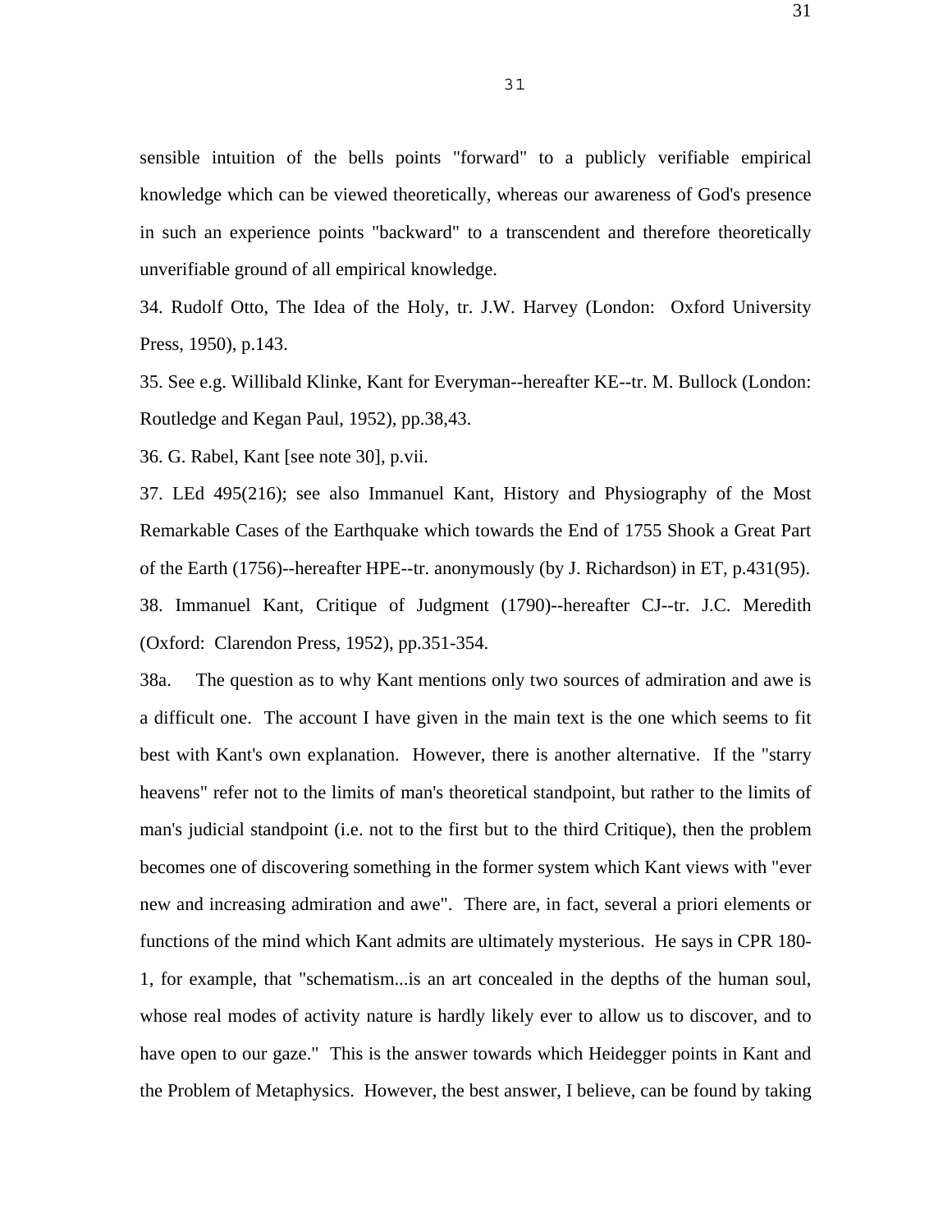sensible intuition of the bells points "forward" to a publicly verifiable empirical knowledge which can be viewed theoretically, whereas our awareness of God's presence in such an experience points "backward" to a transcendent and therefore theoretically unverifiable ground of all empirical knowledge.

34. Rudolf Otto, The Idea of the Holy, tr. J.W. Harvey (London: Oxford University Press, 1950), p.143.

35. See e.g. Willibald Klinke, Kant for Everyman--hereafter KE--tr. M. Bullock (London: Routledge and Kegan Paul, 1952), pp.38,43.

36. G. Rabel, Kant [see note 30], p.vii.

37. LEd 495(216); see also Immanuel Kant, History and Physiography of the Most Remarkable Cases of the Earthquake which towards the End of 1755 Shook a Great Part of the Earth (1756)--hereafter HPE--tr. anonymously (by J. Richardson) in ET, p.431(95).

38. Immanuel Kant, Critique of Judgment (1790)--hereafter CJ--tr. J.C. Meredith (Oxford: Clarendon Press, 1952), pp.351-354.

38a. The question as to why Kant mentions only two sources of admiration and awe is a difficult one. The account I have given in the main text is the one which seems to fit best with Kant's own explanation. However, there is another alternative. If the "starry heavens" refer not to the limits of man's theoretical standpoint, but rather to the limits of man's judicial standpoint (i.e. not to the first but to the third Critique), then the problem becomes one of discovering something in the former system which Kant views with "ever new and increasing admiration and awe". There are, in fact, several a priori elements or functions of the mind which Kant admits are ultimately mysterious. He says in CPR 180-1, for example, that "schematism...is an art concealed in the depths of the human soul, whose real modes of activity nature is hardly likely ever to allow us to discover, and to have open to our gaze." This is the answer towards which Heidegger points in Kant and the Problem of Metaphysics. However, the best answer, I believe, can be found by taking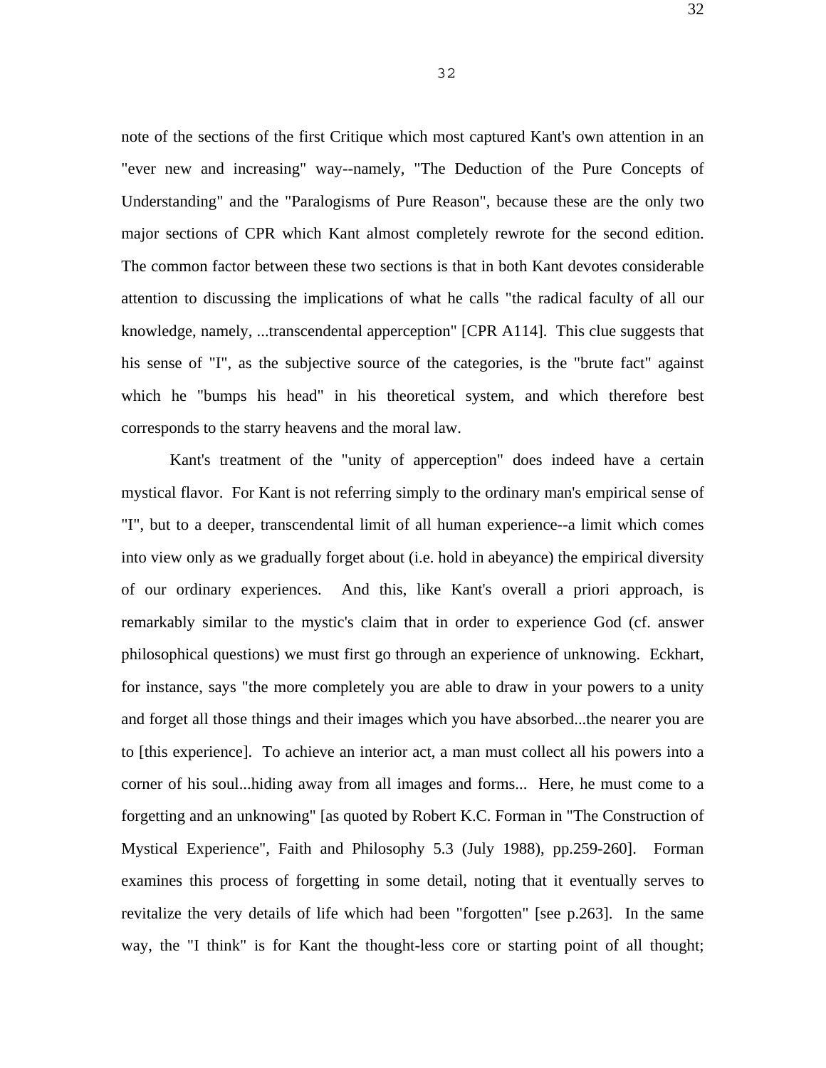note of the sections of the first Critique which most captured Kant's own attention in an "ever new and increasing" way--namely, "The Deduction of the Pure Concepts of Understanding" and the "Paralogisms of Pure Reason", because these are the only two major sections of CPR which Kant almost completely rewrote for the second edition. The common factor between these two sections is that in both Kant devotes considerable attention to discussing the implications of what he calls "the radical faculty of all our knowledge, namely, ...transcendental apperception" [CPR A114]. This clue suggests that his sense of "I", as the subjective source of the categories, is the "brute fact" against which he "bumps his head" in his theoretical system, and which therefore best corresponds to the starry heavens and the moral law.

Kant's treatment of the "unity of apperception" does indeed have a certain mystical flavor. For Kant is not referring simply to the ordinary man's empirical sense of "I", but to a deeper, transcendental limit of all human experience--a limit which comes into view only as we gradually forget about (i.e. hold in abeyance) the empirical diversity of our ordinary experiences. And this, like Kant's overall a priori approach, is remarkably similar to the mystic's claim that in order to experience God (cf. answer philosophical questions) we must first go through an experience of unknowing. Eckhart, for instance, says "the more completely you are able to draw in your powers to a unity and forget all those things and their images which you have absorbed...the nearer you are to [this experience]. To achieve an interior act, a man must collect all his powers into a corner of his soul...hiding away from all images and forms... Here, he must come to a forgetting and an unknowing" [as quoted by Robert K.C. Forman in "The Construction of Mystical Experience", Faith and Philosophy 5.3 (July 1988), pp.259-260]. Forman examines this process of forgetting in some detail, noting that it eventually serves to revitalize the very details of life which had been "forgotten" [see p.263]. In the same way, the "I think" is for Kant the thought-less core or starting point of all thought;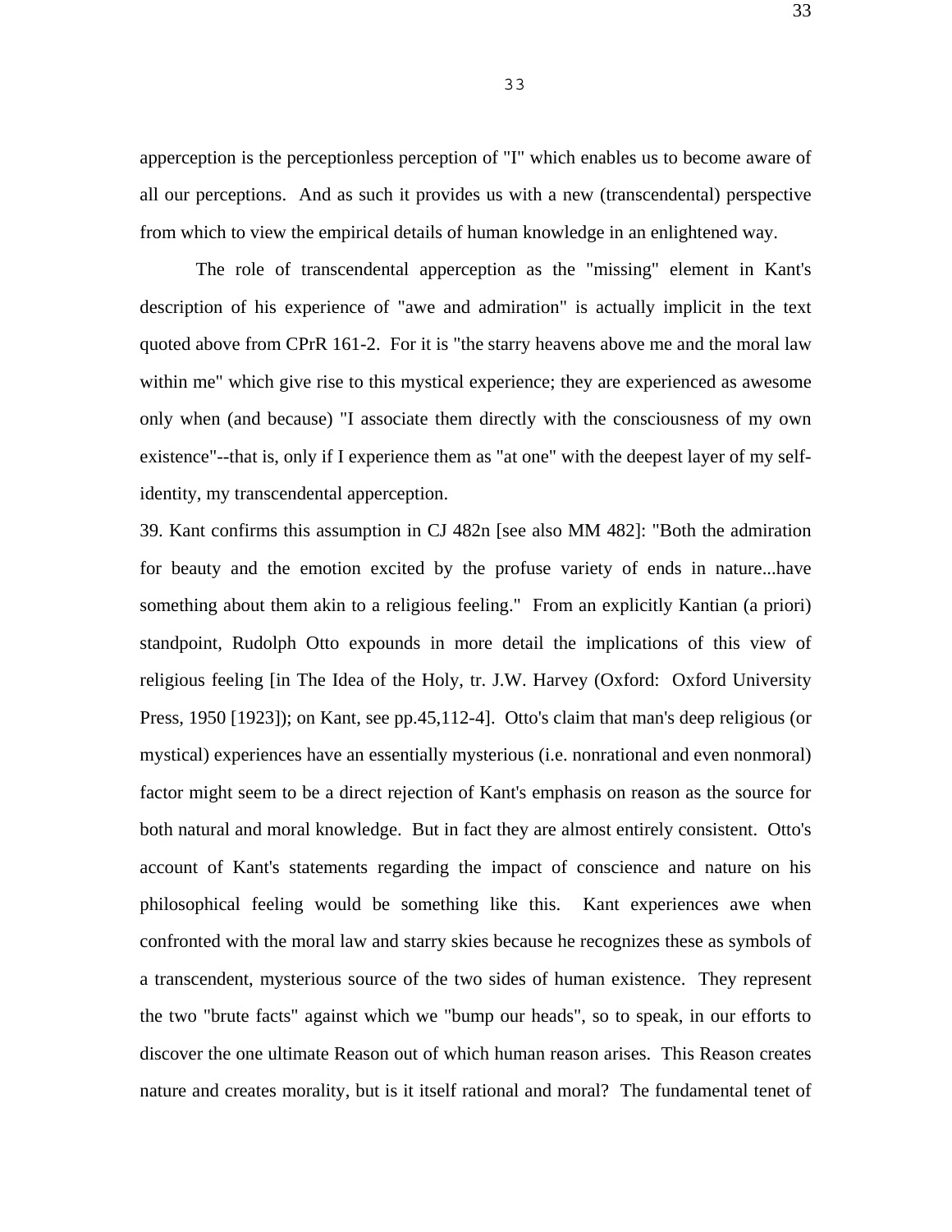apperception is the perceptionless perception of "I" which enables us to become aware of all our perceptions. And as such it provides us with a new (transcendental) perspective from which to view the empirical details of human knowledge in an enlightened way.

The role of transcendental apperception as the "missing" element in Kant's description of his experience of "awe and admiration" is actually implicit in the text quoted above from CPrR 161-2. For it is "the starry heavens above me and the moral law within me" which give rise to this mystical experience; they are experienced as awesome only when (and because) "I associate them directly with the consciousness of my own existence"--that is, only if I experience them as "at one" with the deepest layer of my self-identity, my transcendental apperception.

39. Kant confirms this assumption in CJ 482n [see also MM 482]: "Both the admiration for beauty and the emotion excited by the profuse variety of ends in nature...have something about them akin to a religious feeling." From an explicitly Kantian (a priori) standpoint, Rudolph Otto expounds in more detail the implications of this view of religious feeling [in The Idea of the Holy, tr. J.W. Harvey (Oxford: Oxford University Press, 1950 [1923]); on Kant, see pp.45,112-4]. Otto's claim that man's deep religious (or mystical) experiences have an essentially mysterious (i.e. nonrational and even nonmoral) factor might seem to be a direct rejection of Kant's emphasis on reason as the source for both natural and moral knowledge. But in fact they are almost entirely consistent. Otto's account of Kant's statements regarding the impact of conscience and nature on his philosophical feeling would be something like this. Kant experiences awe when confronted with the moral law and starry skies because he recognizes these as symbols of a transcendent, mysterious source of the two sides of human existence. They represent the two "brute facts" against which we "bump our heads", so to speak, in our efforts to discover the one ultimate Reason out of which human reason arises. This Reason creates nature and creates morality, but is it itself rational and moral? The fundamental tenet of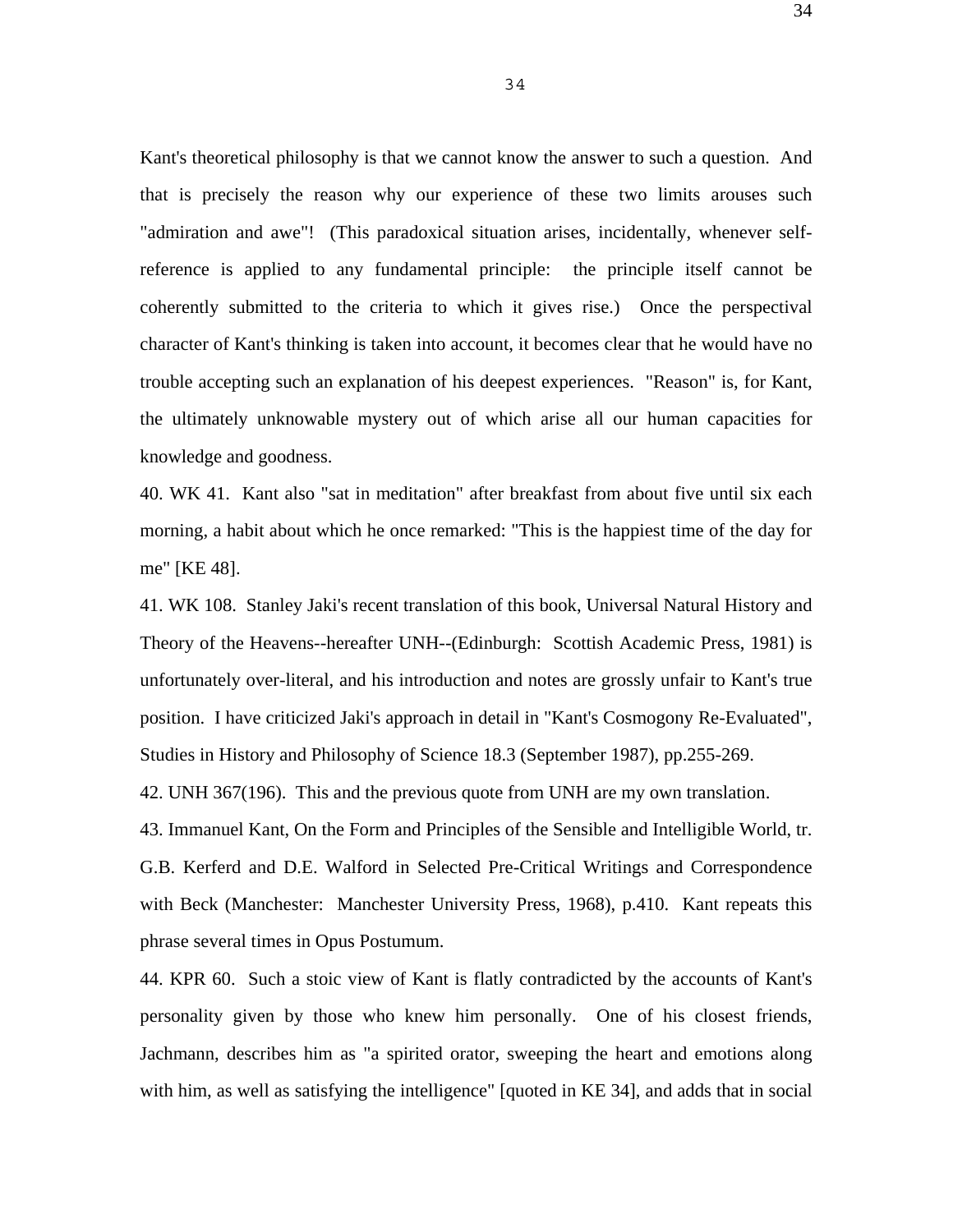Kant's theoretical philosophy is that we cannot know the answer to such a question. And that is precisely the reason why our experience of these two limits arouses such "admiration and awe"! (This paradoxical situation arises, incidentally, whenever self-reference is applied to any fundamental principle: the principle itself cannot be coherently submitted to the criteria to which it gives rise.) Once the perspectival character of Kant's thinking is taken into account, it becomes clear that he would have no trouble accepting such an explanation of his deepest experiences. "Reason" is, for Kant, the ultimately unknowable mystery out of which arise all our human capacities for knowledge and goodness.

40. WK 41. Kant also "sat in meditation" after breakfast from about five until six each morning, a habit about which he once remarked: "This is the happiest time of the day for me" [KE 48].

41. WK 108. Stanley Jaki's recent translation of this book, Universal Natural History and Theory of the Heavens--hereafter UNH--(Edinburgh: Scottish Academic Press, 1981) is unfortunately over-literal, and his introduction and notes are grossly unfair to Kant's true position. I have criticized Jaki's approach in detail in "Kant's Cosmogony Re-Evaluated", Studies in History and Philosophy of Science 18.3 (September 1987), pp.255-269.

42. UNH 367(196). This and the previous quote from UNH are my own translation.

43. Immanuel Kant, On the Form and Principles of the Sensible and Intelligible World, tr. G.B. Kerferd and D.E. Walford in Selected Pre-Critical Writings and Correspondence with Beck (Manchester: Manchester University Press, 1968), p.410. Kant repeats this phrase several times in Opus Postumum.

44. KPR 60. Such a stoic view of Kant is flatly contradicted by the accounts of Kant's personality given by those who knew him personally. One of his closest friends, Jachmann, describes him as "a spirited orator, sweeping the heart and emotions along with him, as well as satisfying the intelligence" [quoted in KE 34], and adds that in social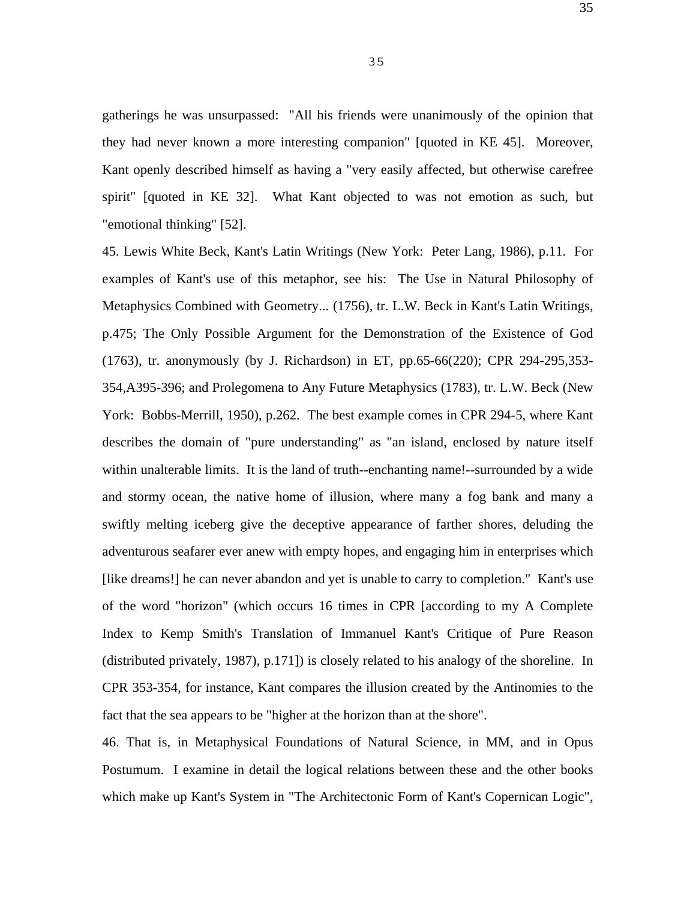gatherings he was unsurpassed: "All his friends were unanimously of the opinion that they had never known a more interesting companion" [quoted in KE 45]. Moreover, Kant openly described himself as having a "very easily affected, but otherwise carefree spirit" [quoted in KE 32]. What Kant objected to was not emotion as such, but "emotional thinking" [52].

45. Lewis White Beck, Kant's Latin Writings (New York: Peter Lang, 1986), p.11. For examples of Kant's use of this metaphor, see his: The Use in Natural Philosophy of Metaphysics Combined with Geometry... (1756), tr. L.W. Beck in Kant's Latin Writings, p.475; The Only Possible Argument for the Demonstration of the Existence of God (1763), tr. anonymously (by J. Richardson) in ET, pp.65-66(220); CPR 294-295,353-354,A395-396; and Prolegomena to Any Future Metaphysics (1783), tr. L.W. Beck (New York: Bobbs-Merrill, 1950), p.262. The best example comes in CPR 294-5, where Kant describes the domain of "pure understanding" as "an island, enclosed by nature itself within unalterable limits. It is the land of truth--enchanting name!--surrounded by a wide and stormy ocean, the native home of illusion, where many a fog bank and many a swiftly melting iceberg give the deceptive appearance of farther shores, deluding the adventurous seafarer ever anew with empty hopes, and engaging him in enterprises which [like dreams!] he can never abandon and yet is unable to carry to completion." Kant's use of the word "horizon" (which occurs 16 times in CPR [according to my A Complete Index to Kemp Smith's Translation of Immanuel Kant's Critique of Pure Reason (distributed privately, 1987), p.171]) is closely related to his analogy of the shoreline. In CPR 353-354, for instance, Kant compares the illusion created by the Antinomies to the fact that the sea appears to be "higher at the horizon than at the shore".

46. That is, in Metaphysical Foundations of Natural Science, in MM, and in Opus Postumum. I examine in detail the logical relations between these and the other books which make up Kant's System in "The Architectonic Form of Kant's Copernican Logic",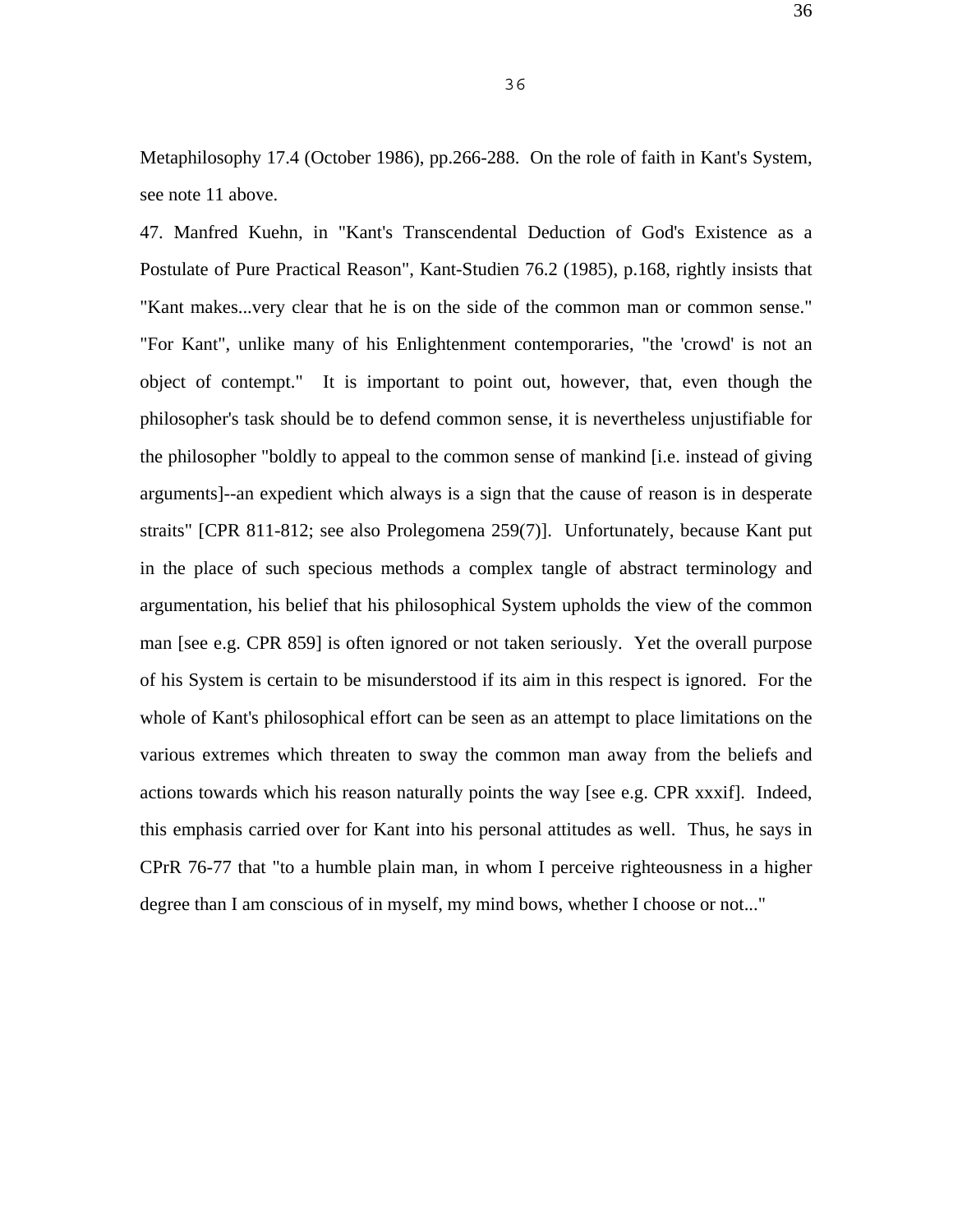Metaphilosophy 17.4 (October 1986), pp.266-288. On the role of faith in Kant's System, see note 11 above.

47. Manfred Kuehn, in "Kant's Transcendental Deduction of God's Existence as a Postulate of Pure Practical Reason", Kant-Studien 76.2 (1985), p.168, rightly insists that "Kant makes...very clear that he is on the side of the common man or common sense." "For Kant", unlike many of his Enlightenment contemporaries, "the 'crowd' is not an object of contempt." It is important to point out, however, that, even though the philosopher's task should be to defend common sense, it is nevertheless unjustifiable for the philosopher "boldly to appeal to the common sense of mankind [i.e. instead of giving arguments]--an expedient which always is a sign that the cause of reason is in desperate straits" [CPR 811-812; see also Prolegomena 259(7)]. Unfortunately, because Kant put in the place of such specious methods a complex tangle of abstract terminology and argumentation, his belief that his philosophical System upholds the view of the common man [see e.g. CPR 859] is often ignored or not taken seriously. Yet the overall purpose of his System is certain to be misunderstood if its aim in this respect is ignored. For the whole of Kant's philosophical effort can be seen as an attempt to place limitations on the various extremes which threaten to sway the common man away from the beliefs and actions towards which his reason naturally points the way [see e.g. CPR xxxif]. Indeed, this emphasis carried over for Kant into his personal attitudes as well. Thus, he says in CPrR 76-77 that "to a humble plain man, in whom I perceive righteousness in a higher degree than I am conscious of in myself, my mind bows, whether I choose or not..."